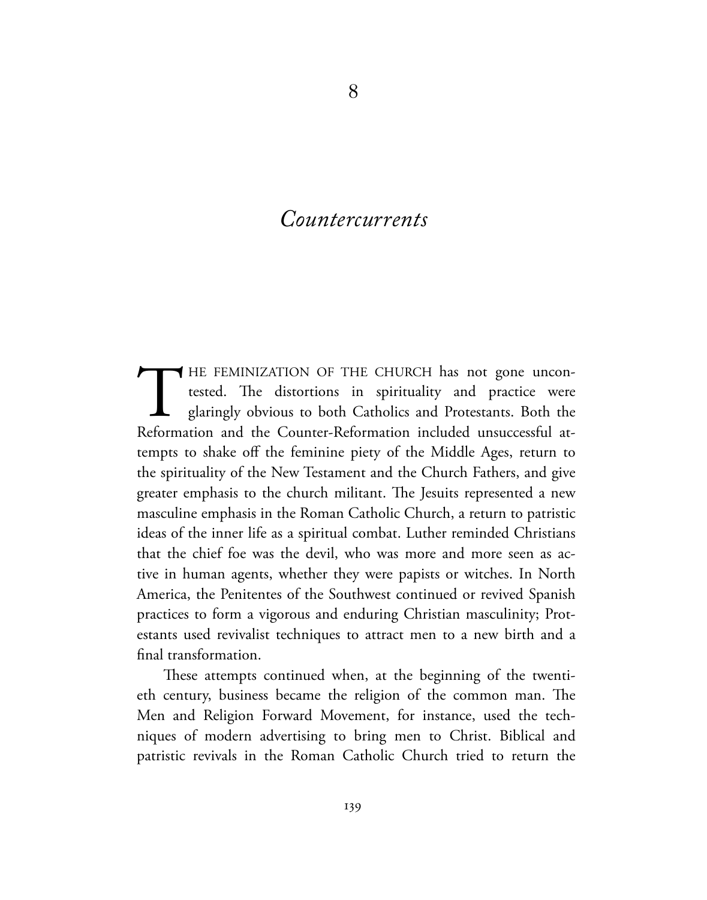# 8

# *Countercurrents*

THE FEMINIZATION OF THE CHURCH has not gone uncontested. The distortions in spirituality and practice were glaringly obvious to both Catholics and Protestants. Both the Reformation and the Counter-Reformation included unsuccessful attempts to shake off the feminine piety of the Middle Ages, return to the spirituality of the New Testament and the Church Fathers, and give greater emphasis to the church militant. The Jesuits represented a new masculine emphasis in the Roman Catholic Church, a return to patristic ideas of the inner life as a spiritual combat. Luther reminded Christians that the chief foe was the devil, who was more and more seen as active in human agents, whether they were papists or witches. In North America, the Penitentes of the Southwest continued or revived Spanish practices to form a vigorous and enduring Christian masculinity; Protestants used revivalist techniques to attract men to a new birth and a final transformation.

These attempts continued when, at the beginning of the twentieth century, business became the religion of the common man. The Men and Religion Forward Movement, for instance, used the techniques of modern advertising to bring men to Christ. Biblical and patristic revivals in the Roman Catholic Church tried to return the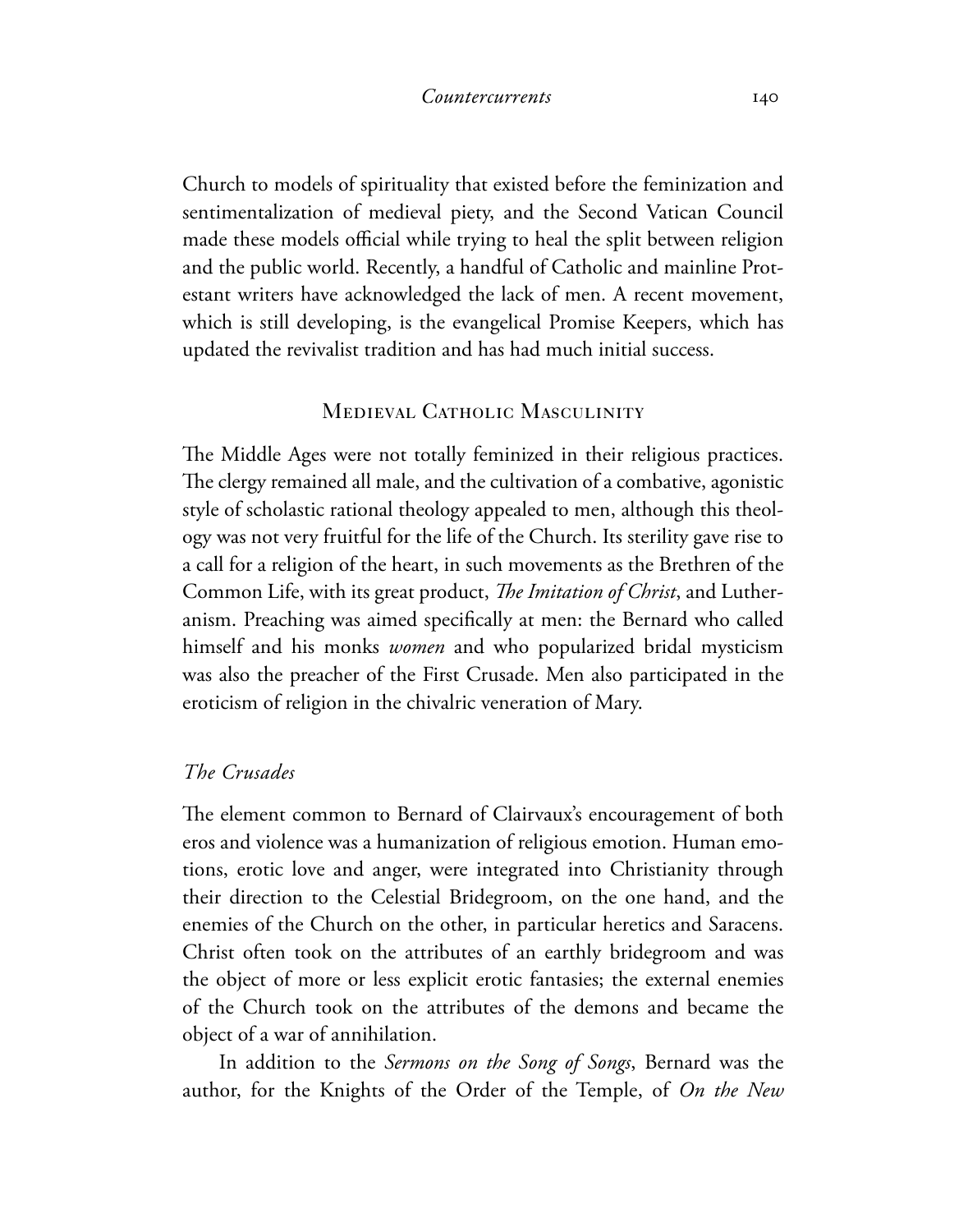Church to models of spirituality that existed before the feminization and sentimentalization of medieval piety, and the Second Vatican Council made these models official while trying to heal the split between religion and the public world. Recently, a handful of Catholic and mainline Protestant writers have acknowledged the lack of men. A recent movement, which is still developing, is the evangelical Promise Keepers, which has updated the revivalist tradition and has had much initial success.

## Medieval Catholic Masculinity

The Middle Ages were not totally feminized in their religious practices. The clergy remained all male, and the cultivation of a combative, agonistic style of scholastic rational theology appealed to men, although this theology was not very fruitful for the life of the Church. Its sterility gave rise to a call for a religion of the heart, in such movements as the Brethren of the Common Life, with its great product, *The Imitation of Christ*, and Lutheranism. Preaching was aimed specifically at men: the Bernard who called himself and his monks *women* and who popularized bridal mysticism was also the preacher of the First Crusade. Men also participated in the eroticism of religion in the chivalric veneration of Mary.

### *The Crusades*

The element common to Bernard of Clairvaux's encouragement of both eros and violence was a humanization of religious emotion. Human emotions, erotic love and anger, were integrated into Christianity through their direction to the Celestial Bridegroom, on the one hand, and the enemies of the Church on the other, in particular heretics and Saracens. Christ often took on the attributes of an earthly bridegroom and was the object of more or less explicit erotic fantasies; the external enemies of the Church took on the attributes of the demons and became the object of a war of annihilation.

In addition to the *Sermons on the Song of Songs*, Bernard was the author, for the Knights of the Order of the Temple, of *On the New*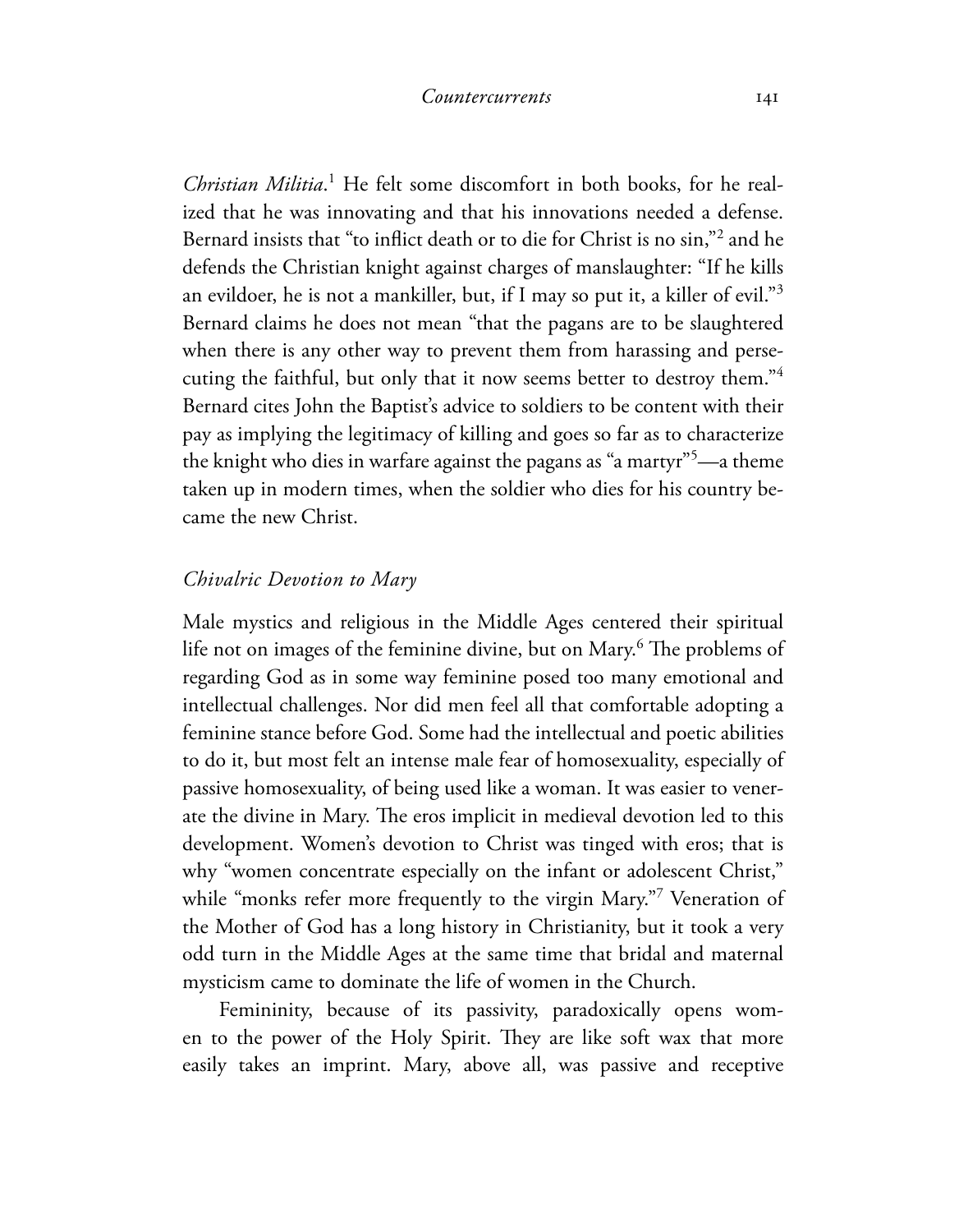*Christian Militia*.[1] He felt some discomfort in both books, for he realized that he was innovating and that his innovations needed a defense. Bernard insists that "to inflict death or to die for Christ is no sin,"[2] and he defends the Christian knight against charges of manslaughter: "If he kills an evildoer, he is not a mankiller, but, if I may so put it, a killer of evil."[3] Bernard claims he does not mean "that the pagans are to be slaughtered when there is any other way to prevent them from harassing and persecuting the faithful, but only that it now seems better to destroy them."[4] Bernard cites John the Baptist's advice to soldiers to be content with their pay as implying the legitimacy of killing and goes so far as to characterize the knight who dies in warfare against the pagans as "a martyr"[5]—a theme taken up in modern times, when the soldier who dies for his country became the new Christ.

### *Chivalric Devotion to Mary*

Male mystics and religious in the Middle Ages centered their spiritual life not on images of the feminine divine, but on Mary.[6] The problems of regarding God as in some way feminine posed too many emotional and intellectual challenges. Nor did men feel all that comfortable adopting a feminine stance before God. Some had the intellectual and poetic abilities to do it, but most felt an intense male fear of homosexuality, especially of passive homosexuality, of being used like a woman. It was easier to venerate the divine in Mary. The eros implicit in medieval devotion led to this development. Women's devotion to Christ was tinged with eros; that is why "women concentrate especially on the infant or adolescent Christ," while "monks refer more frequently to the virgin Mary."[7] Veneration of the Mother of God has a long history in Christianity, but it took a very odd turn in the Middle Ages at the same time that bridal and maternal mysticism came to dominate the life of women in the Church.

Femininity, because of its passivity, paradoxically opens women to the power of the Holy Spirit. They are like soft wax that more easily takes an imprint. Mary, above all, was passive and receptive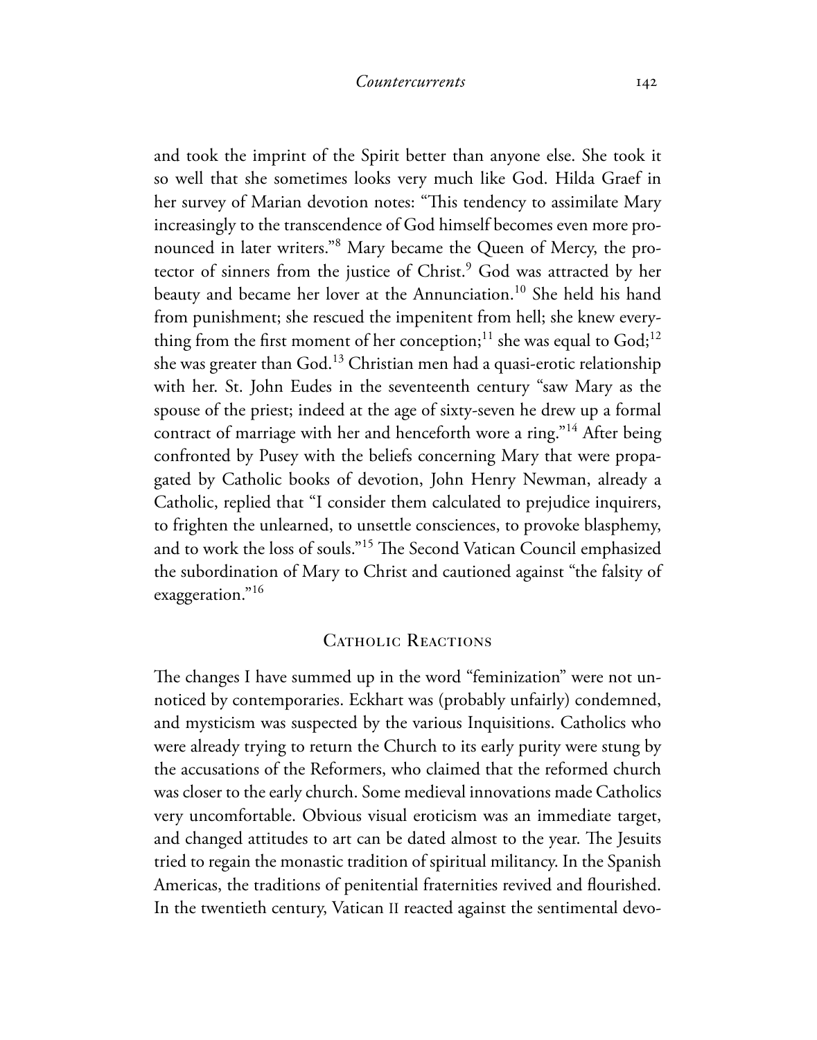and took the imprint of the Spirit better than anyone else. She took it so well that she sometimes looks very much like God. Hilda Graef in her survey of Marian devotion notes: "This tendency to assimilate Mary increasingly to the transcendence of God himself becomes even more pronounced in later writers."[8] Mary became the Queen of Mercy, the protector of sinners from the justice of Christ.[9] God was attracted by her beauty and became her lover at the Annunciation.[10] She held his hand from punishment; she rescued the impenitent from hell; she knew everything from the first moment of her conception;[11] she was equal to God;[12] she was greater than God.[13] Christian men had a quasi-erotic relationship with her. St. John Eudes in the seventeenth century "saw Mary as the spouse of the priest; indeed at the age of sixty-seven he drew up a formal contract of marriage with her and henceforth wore a ring."[14] After being confronted by Pusey with the beliefs concerning Mary that were propagated by Catholic books of devotion, John Henry Newman, already a Catholic, replied that "I consider them calculated to prejudice inquirers, to frighten the unlearned, to unsettle consciences, to provoke blasphemy, and to work the loss of souls."[15] The Second Vatican Council emphasized the subordination of Mary to Christ and cautioned against "the falsity of exaggeration."[16]

## Catholic Reactions

The changes I have summed up in the word "feminization" were not unnoticed by contemporaries. Eckhart was (probably unfairly) condemned, and mysticism was suspected by the various Inquisitions. Catholics who were already trying to return the Church to its early purity were stung by the accusations of the Reformers, who claimed that the reformed church was closer to the early church. Some medieval innovations made Catholics very uncomfortable. Obvious visual eroticism was an immediate target, and changed attitudes to art can be dated almost to the year. The Jesuits tried to regain the monastic tradition of spiritual militancy. In the Spanish Americas, the traditions of penitential fraternities revived and flourished. In the twentieth century, Vatican II reacted against the sentimental devo-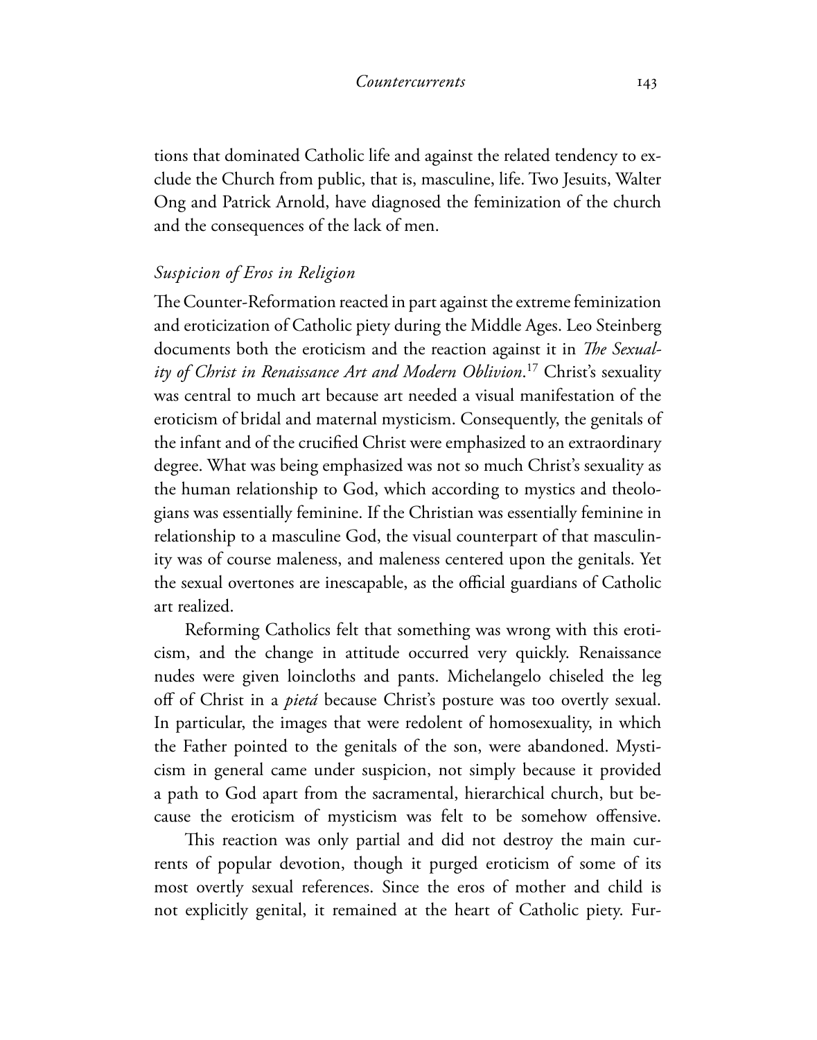tions that dominated Catholic life and against the related tendency to exclude the Church from public, that is, masculine, life. Two Jesuits, Walter Ong and Patrick Arnold, have diagnosed the feminization of the church and the consequences of the lack of men.

### *Suspicion of Eros in Religion*

The Counter-Reformation reacted in part against the extreme feminization and eroticization of Catholic piety during the Middle Ages. Leo Steinberg documents both the eroticism and the reaction against it in *The Sexuality of Christ in Renaissance Art and Modern Oblivion*.[17] Christ's sexuality was central to much art because art needed a visual manifestation of the eroticism of bridal and maternal mysticism. Consequently, the genitals of the infant and of the crucified Christ were emphasized to an extraordinary degree. What was being emphasized was not so much Christ's sexuality as the human relationship to God, which according to mystics and theologians was essentially feminine. If the Christian was essentially feminine in relationship to a masculine God, the visual counterpart of that masculinity was of course maleness, and maleness centered upon the genitals. Yet the sexual overtones are inescapable, as the official guardians of Catholic art realized.

Reforming Catholics felt that something was wrong with this eroticism, and the change in attitude occurred very quickly. Renaissance nudes were given loincloths and pants. Michelangelo chiseled the leg off of Christ in a *pietá* because Christ's posture was too overtly sexual. In particular, the images that were redolent of homosexuality, in which the Father pointed to the genitals of the son, were abandoned. Mysticism in general came under suspicion, not simply because it provided a path to God apart from the sacramental, hierarchical church, but because the eroticism of mysticism was felt to be somehow offensive.

This reaction was only partial and did not destroy the main currents of popular devotion, though it purged eroticism of some of its most overtly sexual references. Since the eros of mother and child is not explicitly genital, it remained at the heart of Catholic piety. Fur-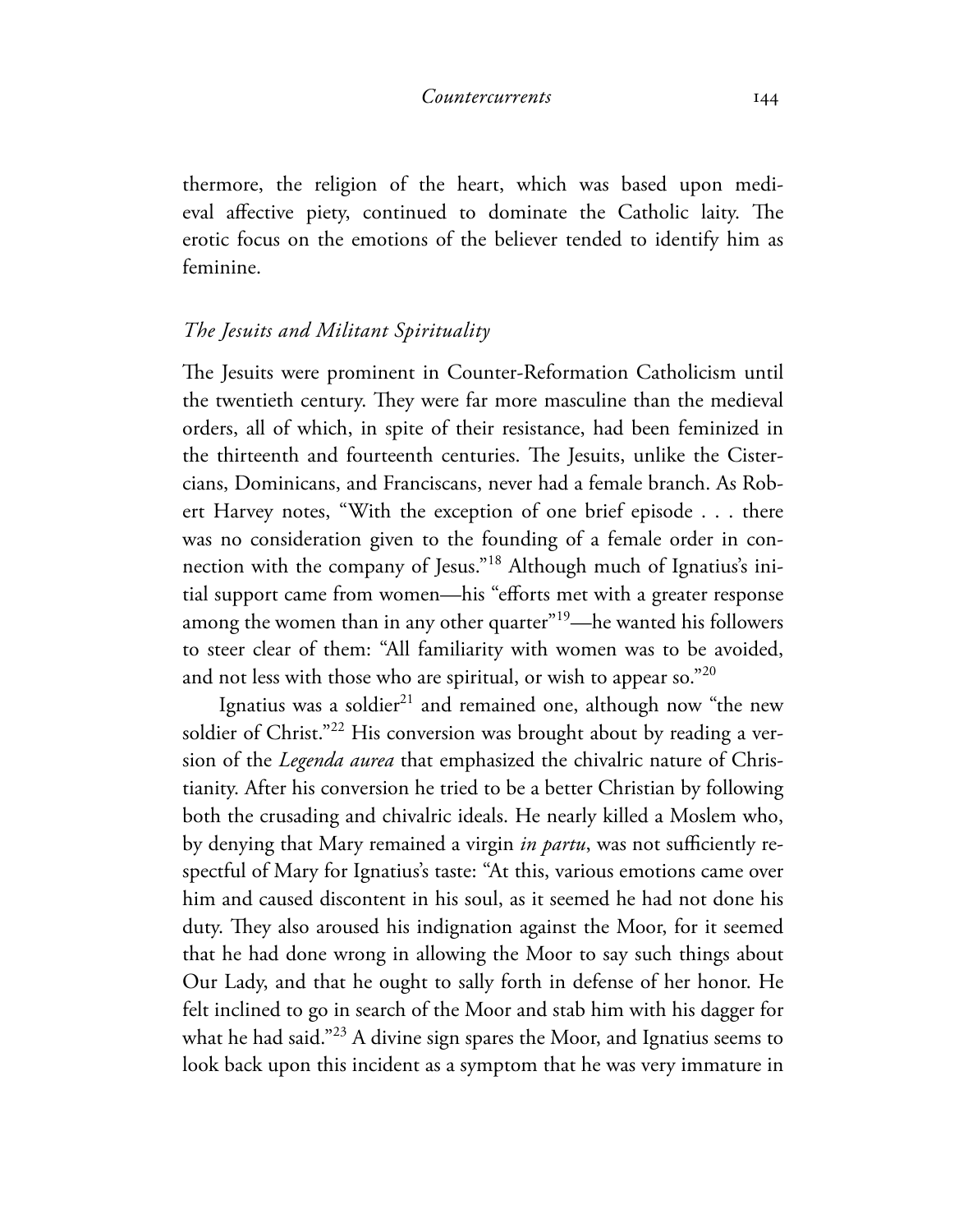thermore, the religion of the heart, which was based upon medieval affective piety, continued to dominate the Catholic laity. The erotic focus on the emotions of the believer tended to identify him as feminine.

### *The Jesuits and Militant Spirituality*

The Jesuits were prominent in Counter-Reformation Catholicism until the twentieth century. They were far more masculine than the medieval orders, all of which, in spite of their resistance, had been feminized in the thirteenth and fourteenth centuries. The Jesuits, unlike the Cistercians, Dominicans, and Franciscans, never had a female branch. As Robert Harvey notes, "With the exception of one brief episode . . . there was no consideration given to the founding of a female order in connection with the company of Jesus."[18] Although much of Ignatius's initial support came from women—his "efforts met with a greater response among the women than in any other quarter"[19]—he wanted his followers to steer clear of them: "All familiarity with women was to be avoided, and not less with those who are spiritual, or wish to appear so."[20]

Ignatius was a soldier[21] and remained one, although now "the new soldier of Christ."[22] His conversion was brought about by reading a version of the *Legenda aurea* that emphasized the chivalric nature of Christianity. After his conversion he tried to be a better Christian by following both the crusading and chivalric ideals. He nearly killed a Moslem who, by denying that Mary remained a virgin *in partu*, was not sufficiently respectful of Mary for Ignatius's taste: "At this, various emotions came over him and caused discontent in his soul, as it seemed he had not done his duty. They also aroused his indignation against the Moor, for it seemed that he had done wrong in allowing the Moor to say such things about Our Lady, and that he ought to sally forth in defense of her honor. He felt inclined to go in search of the Moor and stab him with his dagger for what he had said."[23] A divine sign spares the Moor, and Ignatius seems to look back upon this incident as a symptom that he was very immature in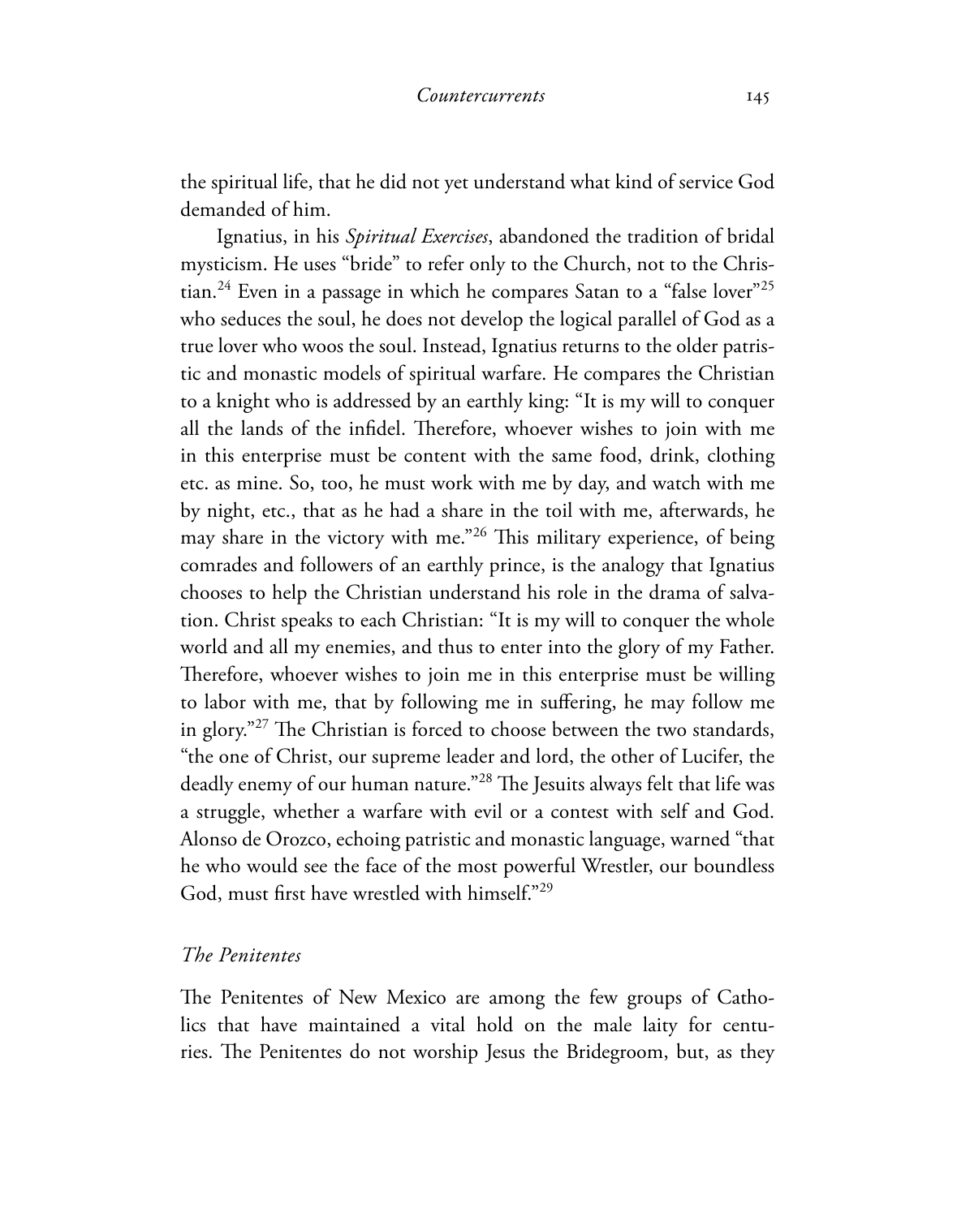the spiritual life, that he did not yet understand what kind of service God demanded of him.

Ignatius, in his *Spiritual Exercises*, abandoned the tradition of bridal mysticism. He uses "bride" to refer only to the Church, not to the Christian.[24] Even in a passage in which he compares Satan to a "false lover"[25] who seduces the soul, he does not develop the logical parallel of God as a true lover who woos the soul. Instead, Ignatius returns to the older patristic and monastic models of spiritual warfare. He compares the Christian to a knight who is addressed by an earthly king: "It is my will to conquer all the lands of the infidel. Therefore, whoever wishes to join with me in this enterprise must be content with the same food, drink, clothing etc. as mine. So, too, he must work with me by day, and watch with me by night, etc., that as he had a share in the toil with me, afterwards, he may share in the victory with me."[26] This military experience, of being comrades and followers of an earthly prince, is the analogy that Ignatius chooses to help the Christian understand his role in the drama of salvation. Christ speaks to each Christian: "It is my will to conquer the whole world and all my enemies, and thus to enter into the glory of my Father. Therefore, whoever wishes to join me in this enterprise must be willing to labor with me, that by following me in suffering, he may follow me in glory."[27] The Christian is forced to choose between the two standards, "the one of Christ, our supreme leader and lord, the other of Lucifer, the deadly enemy of our human nature."[28] The Jesuits always felt that life was a struggle, whether a warfare with evil or a contest with self and God. Alonso de Orozco, echoing patristic and monastic language, warned "that he who would see the face of the most powerful Wrestler, our boundless God, must first have wrestled with himself."[29]

### *The Penitentes*

The Penitentes of New Mexico are among the few groups of Catholics that have maintained a vital hold on the male laity for centuries. The Penitentes do not worship Jesus the Bridegroom, but, as they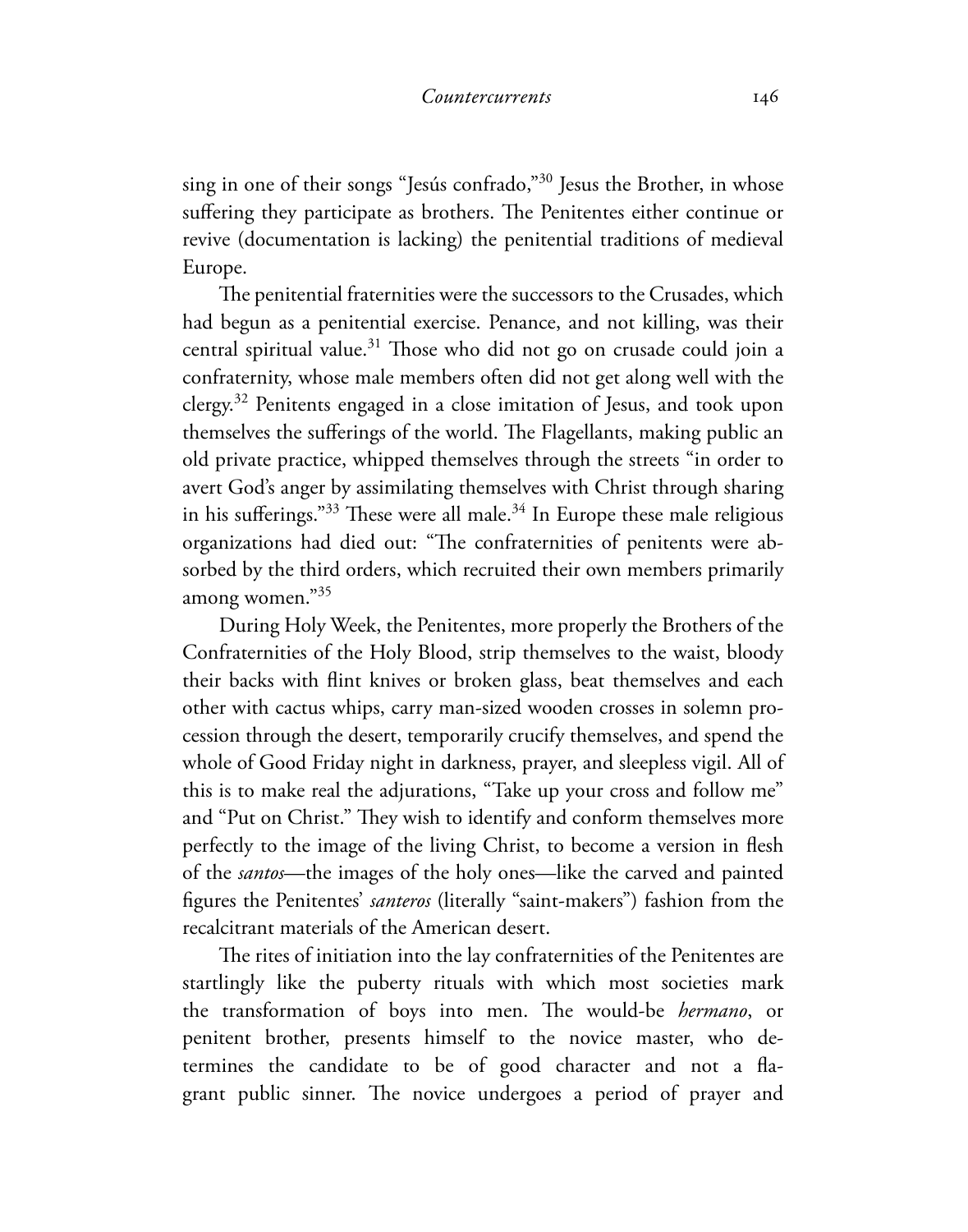sing in one of their songs "Jesús confrado,"[30] Jesus the Brother, in whose suffering they participate as brothers. The Penitentes either continue or revive (documentation is lacking) the penitential traditions of medieval Europe.

The penitential fraternities were the successors to the Crusades, which had begun as a penitential exercise. Penance, and not killing, was their central spiritual value.[31] Those who did not go on crusade could join a confraternity, whose male members often did not get along well with the clergy.[32] Penitents engaged in a close imitation of Jesus, and took upon themselves the sufferings of the world. The Flagellants, making public an old private practice, whipped themselves through the streets "in order to avert God's anger by assimilating themselves with Christ through sharing in his sufferings."[33] These were all male.[34] In Europe these male religious organizations had died out: "The confraternities of penitents were absorbed by the third orders, which recruited their own members primarily among women."[35]

During Holy Week, the Penitentes, more properly the Brothers of the Confraternities of the Holy Blood, strip themselves to the waist, bloody their backs with flint knives or broken glass, beat themselves and each other with cactus whips, carry man-sized wooden crosses in solemn procession through the desert, temporarily crucify themselves, and spend the whole of Good Friday night in darkness, prayer, and sleepless vigil. All of this is to make real the adjurations, "Take up your cross and follow me" and "Put on Christ." They wish to identify and conform themselves more perfectly to the image of the living Christ, to become a version in flesh of the *santos*—the images of the holy ones—like the carved and painted figures the Penitentes' *santeros* (literally "saint-makers") fashion from the recalcitrant materials of the American desert.

The rites of initiation into the lay confraternities of the Penitentes are startlingly like the puberty rituals with which most societies mark the transformation of boys into men. The would-be *hermano*, or penitent brother, presents himself to the novice master, who determines the candidate to be of good character and not a flagrant public sinner. The novice undergoes a period of prayer and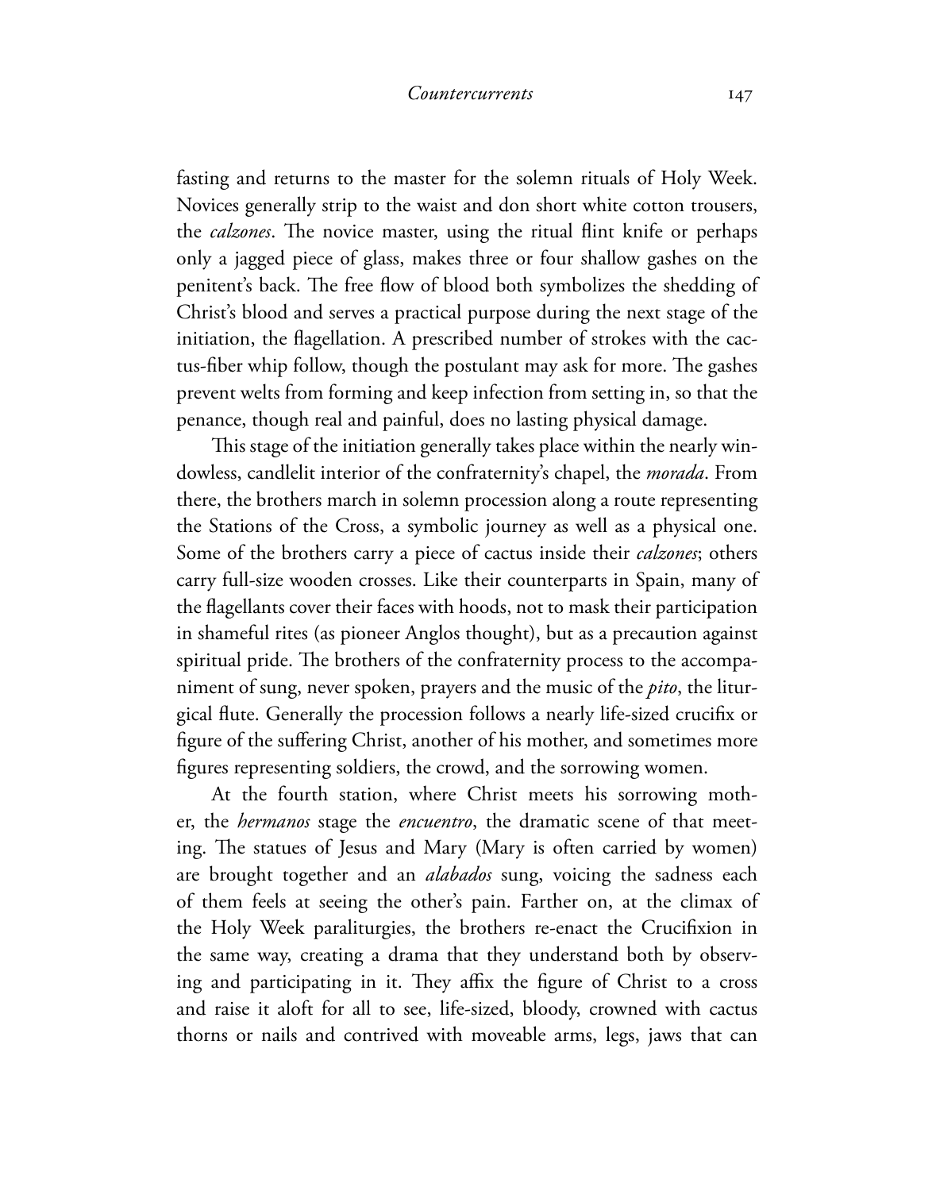fasting and returns to the master for the solemn rituals of Holy Week. Novices generally strip to the waist and don short white cotton trousers, the *calzones*. The novice master, using the ritual flint knife or perhaps only a jagged piece of glass, makes three or four shallow gashes on the penitent's back. The free flow of blood both symbolizes the shedding of Christ's blood and serves a practical purpose during the next stage of the initiation, the flagellation. A prescribed number of strokes with the cactus-fiber whip follow, though the postulant may ask for more. The gashes prevent welts from forming and keep infection from setting in, so that the penance, though real and painful, does no lasting physical damage.

This stage of the initiation generally takes place within the nearly windowless, candlelit interior of the confraternity's chapel, the *morada*. From there, the brothers march in solemn procession along a route representing the Stations of the Cross, a symbolic journey as well as a physical one. Some of the brothers carry a piece of cactus inside their *calzones*; others carry full-size wooden crosses. Like their counterparts in Spain, many of the flagellants cover their faces with hoods, not to mask their participation in shameful rites (as pioneer Anglos thought), but as a precaution against spiritual pride. The brothers of the confraternity process to the accompaniment of sung, never spoken, prayers and the music of the *pito*, the liturgical flute. Generally the procession follows a nearly life-sized crucifix or figure of the suffering Christ, another of his mother, and sometimes more figures representing soldiers, the crowd, and the sorrowing women.

At the fourth station, where Christ meets his sorrowing mother, the *hermanos* stage the *encuentro*, the dramatic scene of that meeting. The statues of Jesus and Mary (Mary is often carried by women) are brought together and an *alabados* sung, voicing the sadness each of them feels at seeing the other's pain. Farther on, at the climax of the Holy Week paraliturgies, the brothers re-enact the Crucifixion in the same way, creating a drama that they understand both by observing and participating in it. They affix the figure of Christ to a cross and raise it aloft for all to see, life-sized, bloody, crowned with cactus thorns or nails and contrived with moveable arms, legs, jaws that can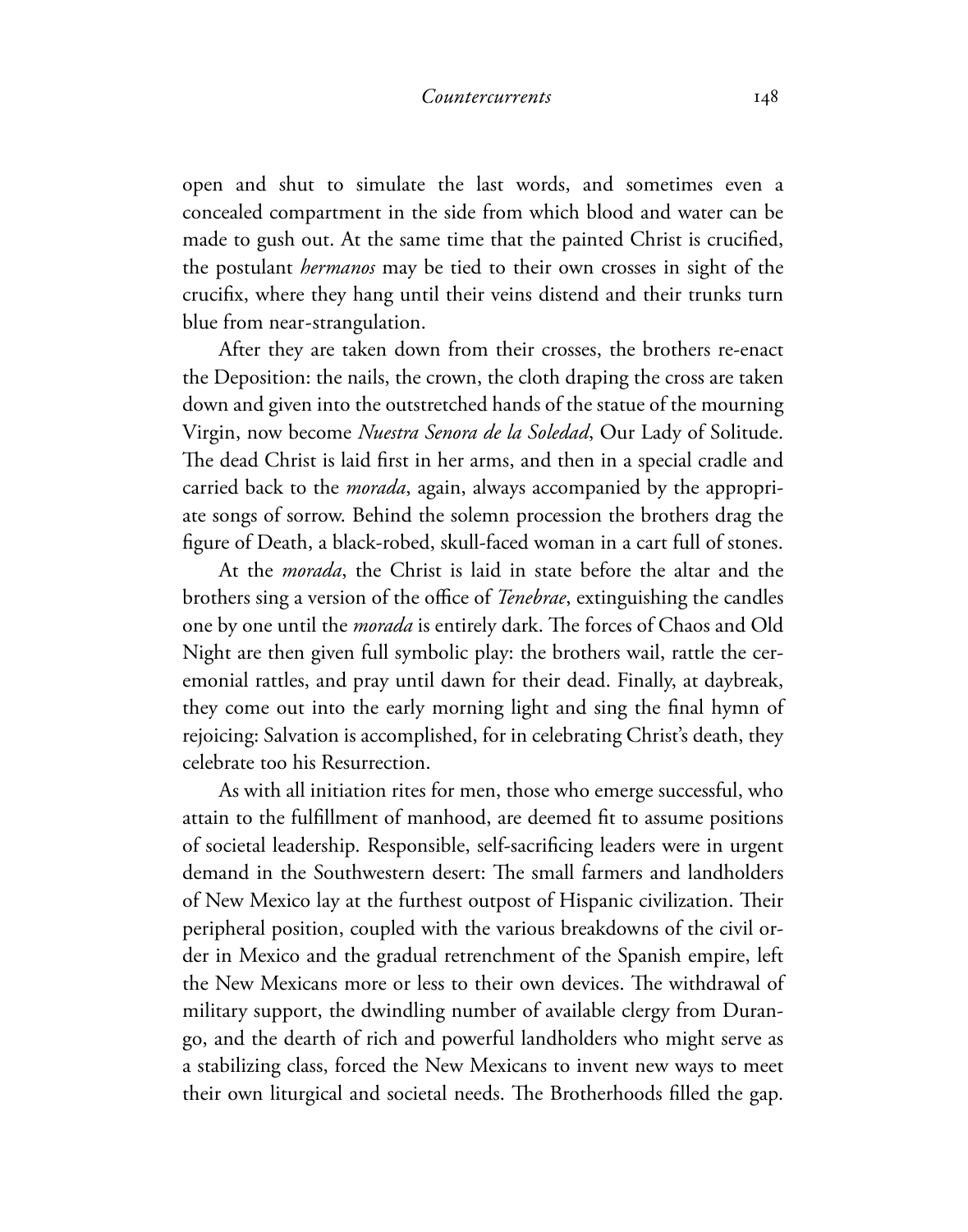open and shut to simulate the last words, and sometimes even a concealed compartment in the side from which blood and water can be made to gush out. At the same time that the painted Christ is crucified, the postulant *hermanos* may be tied to their own crosses in sight of the crucifix, where they hang until their veins distend and their trunks turn blue from near-strangulation.

After they are taken down from their crosses, the brothers re-enact the Deposition: the nails, the crown, the cloth draping the cross are taken down and given into the outstretched hands of the statue of the mourning Virgin, now become *Nuestra Senora de la Soledad*, Our Lady of Solitude. The dead Christ is laid first in her arms, and then in a special cradle and carried back to the *morada*, again, always accompanied by the appropriate songs of sorrow. Behind the solemn procession the brothers drag the figure of Death, a black-robed, skull-faced woman in a cart full of stones.

At the *morada*, the Christ is laid in state before the altar and the brothers sing a version of the office of *Tenebrae*, extinguishing the candles one by one until the *morada* is entirely dark. The forces of Chaos and Old Night are then given full symbolic play: the brothers wail, rattle the ceremonial rattles, and pray until dawn for their dead. Finally, at daybreak, they come out into the early morning light and sing the final hymn of rejoicing: Salvation is accomplished, for in celebrating Christ's death, they celebrate too his Resurrection.

As with all initiation rites for men, those who emerge successful, who attain to the fulfillment of manhood, are deemed fit to assume positions of societal leadership. Responsible, self-sacrificing leaders were in urgent demand in the Southwestern desert: The small farmers and landholders of New Mexico lay at the furthest outpost of Hispanic civilization. Their peripheral position, coupled with the various breakdowns of the civil order in Mexico and the gradual retrenchment of the Spanish empire, left the New Mexicans more or less to their own devices. The withdrawal of military support, the dwindling number of available clergy from Durango, and the dearth of rich and powerful landholders who might serve as a stabilizing class, forced the New Mexicans to invent new ways to meet their own liturgical and societal needs. The Brotherhoods filled the gap.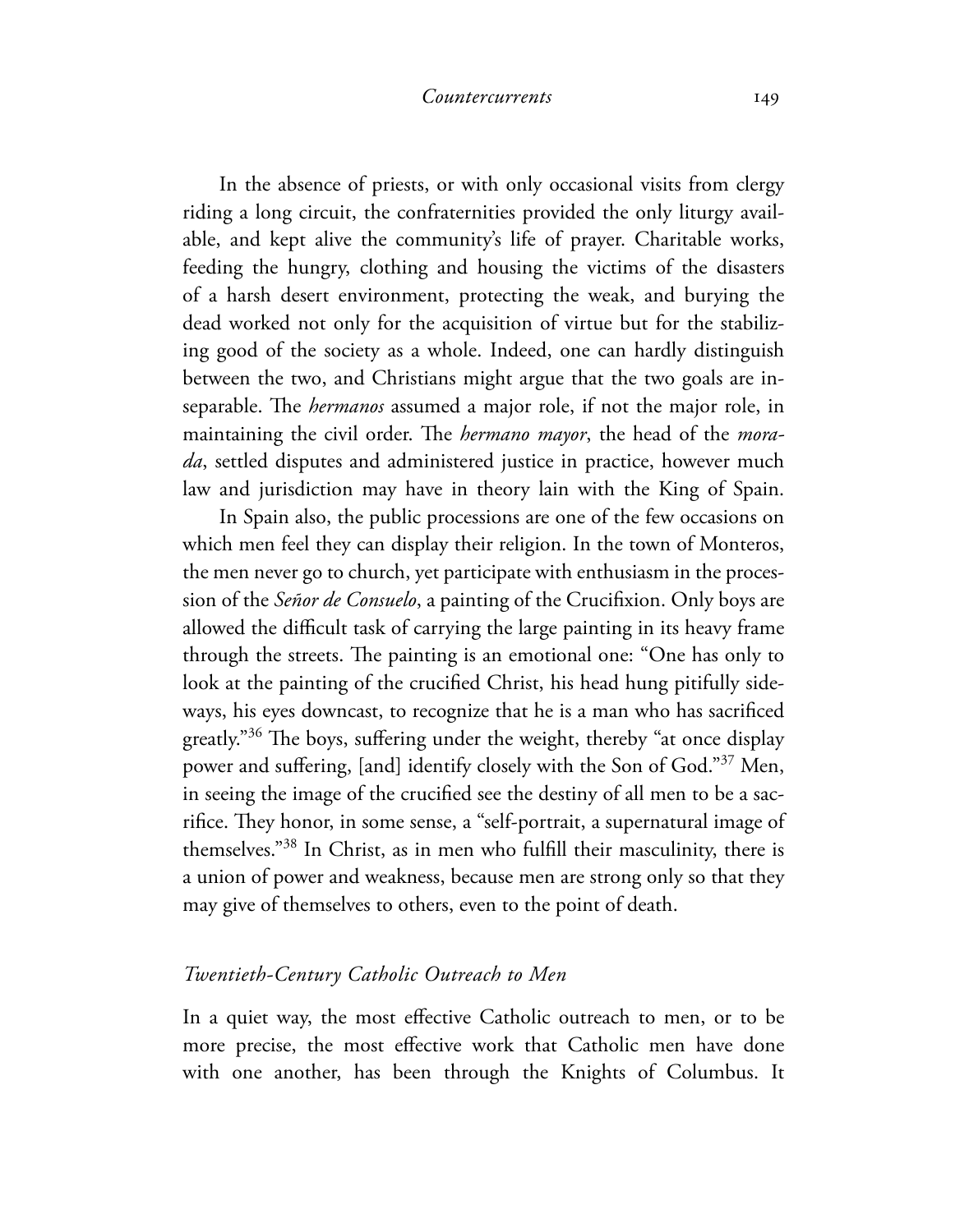In the absence of priests, or with only occasional visits from clergy riding a long circuit, the confraternities provided the only liturgy available, and kept alive the community's life of prayer. Charitable works, feeding the hungry, clothing and housing the victims of the disasters of a harsh desert environment, protecting the weak, and burying the dead worked not only for the acquisition of virtue but for the stabilizing good of the society as a whole. Indeed, one can hardly distinguish between the two, and Christians might argue that the two goals are inseparable. The *hermanos* assumed a major role, if not the major role, in maintaining the civil order. The *hermano mayor*, the head of the *morada*, settled disputes and administered justice in practice, however much law and jurisdiction may have in theory lain with the King of Spain.

In Spain also, the public processions are one of the few occasions on which men feel they can display their religion. In the town of Monteros, the men never go to church, yet participate with enthusiasm in the procession of the *Señor de Consuelo*, a painting of the Crucifixion. Only boys are allowed the difficult task of carrying the large painting in its heavy frame through the streets. The painting is an emotional one: "One has only to look at the painting of the crucified Christ, his head hung pitifully sideways, his eyes downcast, to recognize that he is a man who has sacrificed greatly."[36] The boys, suffering under the weight, thereby "at once display power and suffering, [and] identify closely with the Son of God."[37] Men, in seeing the image of the crucified see the destiny of all men to be a sacrifice. They honor, in some sense, a "self-portrait, a supernatural image of themselves."[38] In Christ, as in men who fulfill their masculinity, there is a union of power and weakness, because men are strong only so that they may give of themselves to others, even to the point of death.

### *Twentieth-Century Catholic Outreach to Men*

In a quiet way, the most effective Catholic outreach to men, or to be more precise, the most effective work that Catholic men have done with one another, has been through the Knights of Columbus. It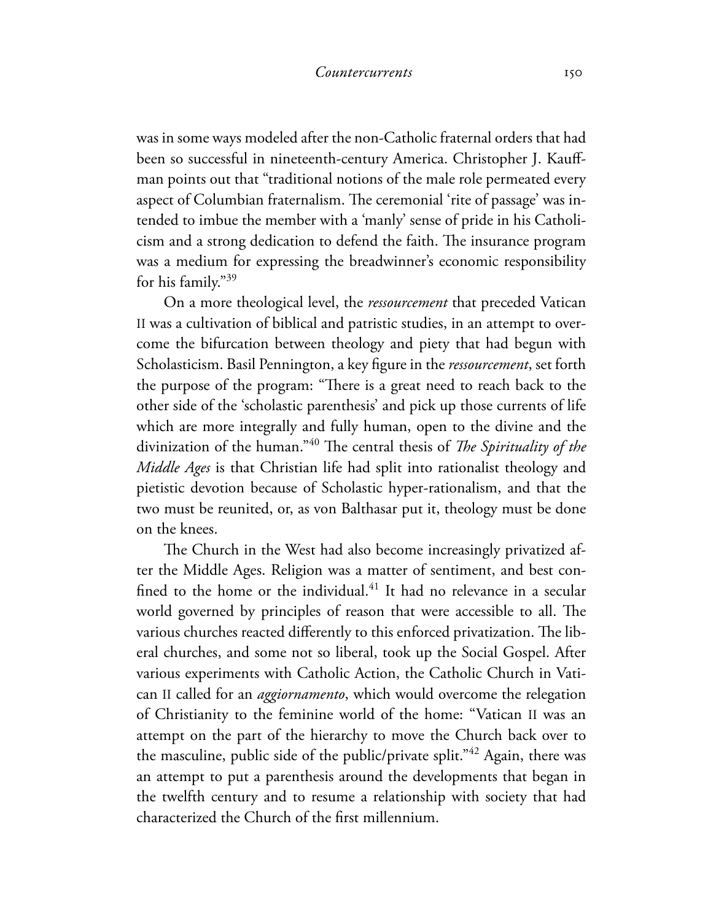was in some ways modeled after the non-Catholic fraternal orders that had been so successful in nineteenth-century America. Christopher J. Kauffman points out that "traditional notions of the male role permeated every aspect of Columbian fraternalism. The ceremonial 'rite of passage' was intended to imbue the member with a 'manly' sense of pride in his Catholicism and a strong dedication to defend the faith. The insurance program was a medium for expressing the breadwinner's economic responsibility for his family."[39]

On a more theological level, the *ressourcement* that preceded Vatican II was a cultivation of biblical and patristic studies, in an attempt to overcome the bifurcation between theology and piety that had begun with Scholasticism. Basil Pennington, a key figure in the *ressourcement*, set forth the purpose of the program: "There is a great need to reach back to the other side of the 'scholastic parenthesis' and pick up those currents of life which are more integrally and fully human, open to the divine and the divinization of the human."[40] The central thesis of *The Spirituality of the Middle Ages* is that Christian life had split into rationalist theology and pietistic devotion because of Scholastic hyper-rationalism, and that the two must be reunited, or, as von Balthasar put it, theology must be done on the knees.

The Church in the West had also become increasingly privatized after the Middle Ages. Religion was a matter of sentiment, and best confined to the home or the individual.[41] It had no relevance in a secular world governed by principles of reason that were accessible to all. The various churches reacted differently to this enforced privatization. The liberal churches, and some not so liberal, took up the Social Gospel. After various experiments with Catholic Action, the Catholic Church in Vatican II called for an *aggiornamento*, which would overcome the relegation of Christianity to the feminine world of the home: "Vatican II was an attempt on the part of the hierarchy to move the Church back over to the masculine, public side of the public/private split."[42] Again, there was an attempt to put a parenthesis around the developments that began in the twelfth century and to resume a relationship with society that had characterized the Church of the first millennium.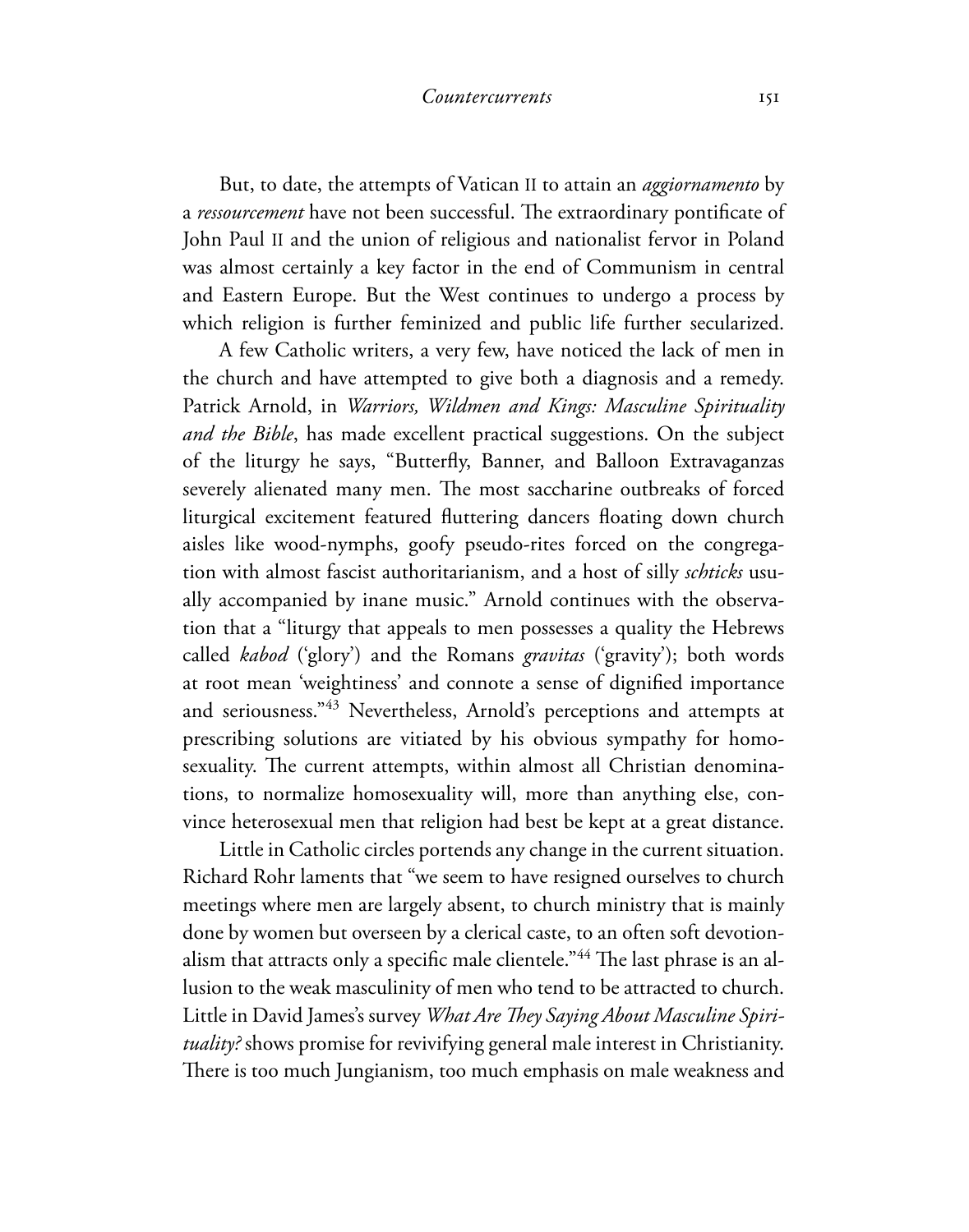But, to date, the attempts of Vatican II to attain an *aggiornamento* by a *ressourcement* have not been successful. The extraordinary pontificate of John Paul II and the union of religious and nationalist fervor in Poland was almost certainly a key factor in the end of Communism in central and Eastern Europe. But the West continues to undergo a process by which religion is further feminized and public life further secularized.

A few Catholic writers, a very few, have noticed the lack of men in the church and have attempted to give both a diagnosis and a remedy. Patrick Arnold, in *Warriors, Wildmen and Kings: Masculine Spirituality and the Bible*, has made excellent practical suggestions. On the subject of the liturgy he says, "Butterfly, Banner, and Balloon Extravaganzas severely alienated many men. The most saccharine outbreaks of forced liturgical excitement featured fluttering dancers floating down church aisles like wood-nymphs, goofy pseudo-rites forced on the congregation with almost fascist authoritarianism, and a host of silly *schticks* usually accompanied by inane music." Arnold continues with the observation that a "liturgy that appeals to men possesses a quality the Hebrews called *kabod* ('glory') and the Romans *gravitas* ('gravity'); both words at root mean 'weightiness' and connote a sense of dignified importance and seriousness."[43] Nevertheless, Arnold's perceptions and attempts at prescribing solutions are vitiated by his obvious sympathy for homosexuality. The current attempts, within almost all Christian denominations, to normalize homosexuality will, more than anything else, convince heterosexual men that religion had best be kept at a great distance.

Little in Catholic circles portends any change in the current situation. Richard Rohr laments that "we seem to have resigned ourselves to church meetings where men are largely absent, to church ministry that is mainly done by women but overseen by a clerical caste, to an often soft devotionalism that attracts only a specific male clientele."[44] The last phrase is an allusion to the weak masculinity of men who tend to be attracted to church. Little in David James's survey *What Are They Saying About Masculine Spirituality?* shows promise for revivifying general male interest in Christianity. There is too much Jungianism, too much emphasis on male weakness and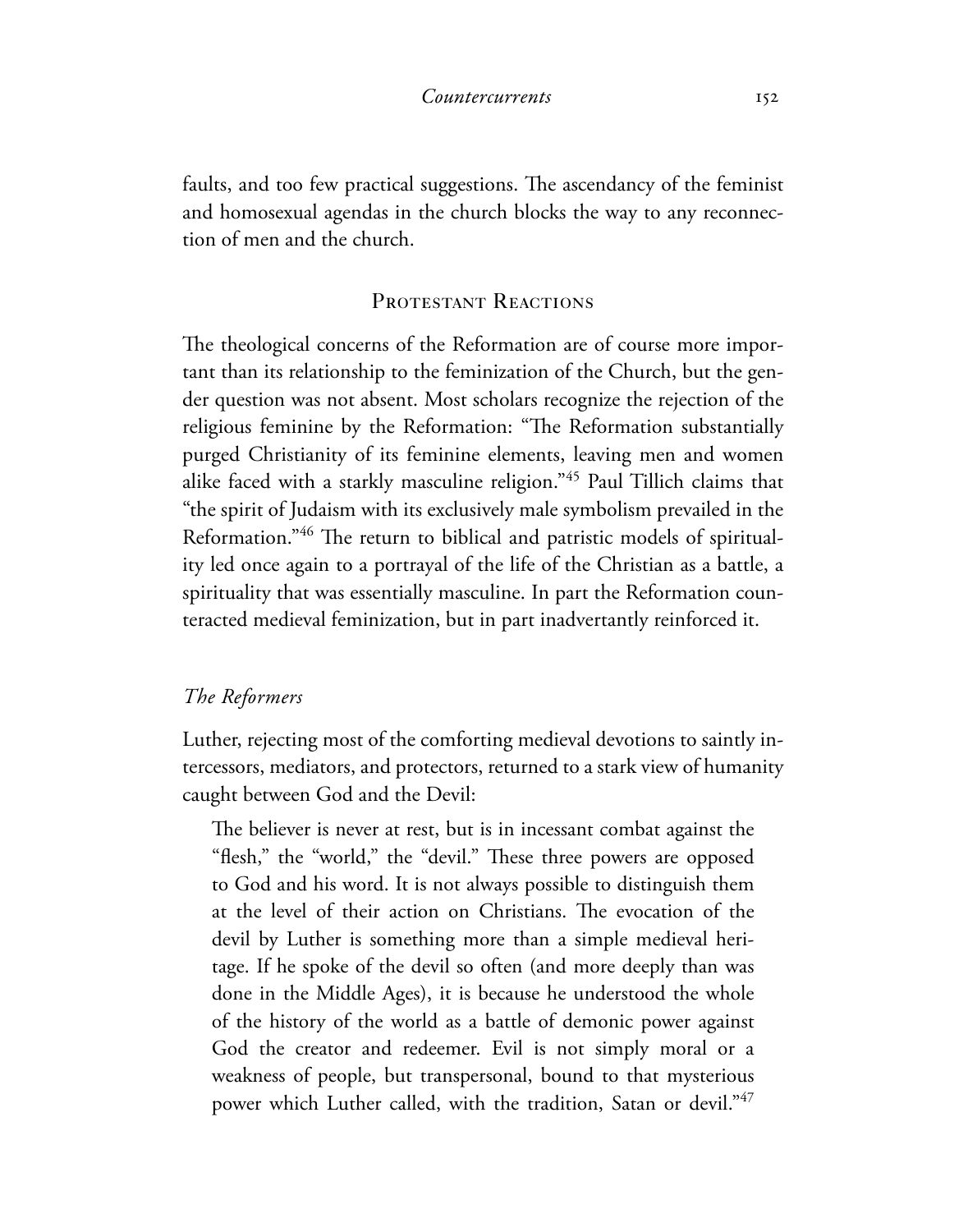faults, and too few practical suggestions. The ascendancy of the feminist and homosexual agendas in the church blocks the way to any reconnection of men and the church.

## Protestant Reactions

The theological concerns of the Reformation are of course more important than its relationship to the feminization of the Church, but the gender question was not absent. Most scholars recognize the rejection of the religious feminine by the Reformation: "The Reformation substantially purged Christianity of its feminine elements, leaving men and women alike faced with a starkly masculine religion."[45] Paul Tillich claims that "the spirit of Judaism with its exclusively male symbolism prevailed in the Reformation."[46] The return to biblical and patristic models of spirituality led once again to a portrayal of the life of the Christian as a battle, a spirituality that was essentially masculine. In part the Reformation counteracted medieval feminization, but in part inadvertantly reinforced it.

### *The Reformers*

Luther, rejecting most of the comforting medieval devotions to saintly intercessors, mediators, and protectors, returned to a stark view of humanity caught between God and the Devil:

> The believer is never at rest, but is in incessant combat against the "flesh," the "world," the "devil." These three powers are opposed to God and his word. It is not always possible to distinguish them at the level of their action on Christians. The evocation of the devil by Luther is something more than a simple medieval heritage. If he spoke of the devil so often (and more deeply than was done in the Middle Ages), it is because he understood the whole of the history of the world as a battle of demonic power against God the creator and redeemer. Evil is not simply moral or a weakness of people, but transpersonal, bound to that mysterious power which Luther called, with the tradition, Satan or devil."[47]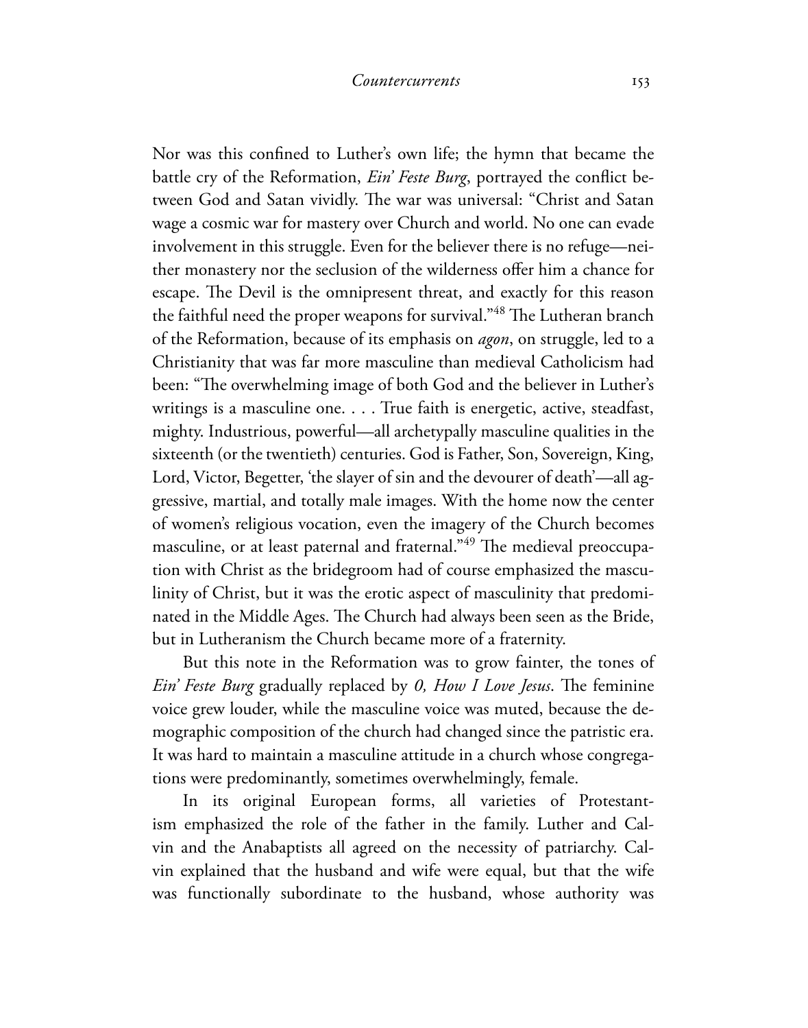Nor was this confined to Luther's own life; the hymn that became the battle cry of the Reformation, *Ein' Feste Burg*, portrayed the conflict between God and Satan vividly. The war was universal: "Christ and Satan wage a cosmic war for mastery over Church and world. No one can evade involvement in this struggle. Even for the believer there is no refuge—neither monastery nor the seclusion of the wilderness offer him a chance for escape. The Devil is the omnipresent threat, and exactly for this reason the faithful need the proper weapons for survival."[48] The Lutheran branch of the Reformation, because of its emphasis on *agon*, on struggle, led to a Christianity that was far more masculine than medieval Catholicism had been: "The overwhelming image of both God and the believer in Luther's writings is a masculine one. . . . True faith is energetic, active, steadfast, mighty. Industrious, powerful—all archetypally masculine qualities in the sixteenth (or the twentieth) centuries. God is Father, Son, Sovereign, King, Lord, Victor, Begetter, 'the slayer of sin and the devourer of death'—all aggressive, martial, and totally male images. With the home now the center of women's religious vocation, even the imagery of the Church becomes masculine, or at least paternal and fraternal."[49] The medieval preoccupation with Christ as the bridegroom had of course emphasized the masculinity of Christ, but it was the erotic aspect of masculinity that predominated in the Middle Ages. The Church had always been seen as the Bride, but in Lutheranism the Church became more of a fraternity.

But this note in the Reformation was to grow fainter, the tones of *Ein' Feste Burg* gradually replaced by *0, How I Love Jesus*. The feminine voice grew louder, while the masculine voice was muted, because the demographic composition of the church had changed since the patristic era. It was hard to maintain a masculine attitude in a church whose congregations were predominantly, sometimes overwhelmingly, female.

In its original European forms, all varieties of Protestantism emphasized the role of the father in the family. Luther and Calvin and the Anabaptists all agreed on the necessity of patriarchy. Calvin explained that the husband and wife were equal, but that the wife was functionally subordinate to the husband, whose authority was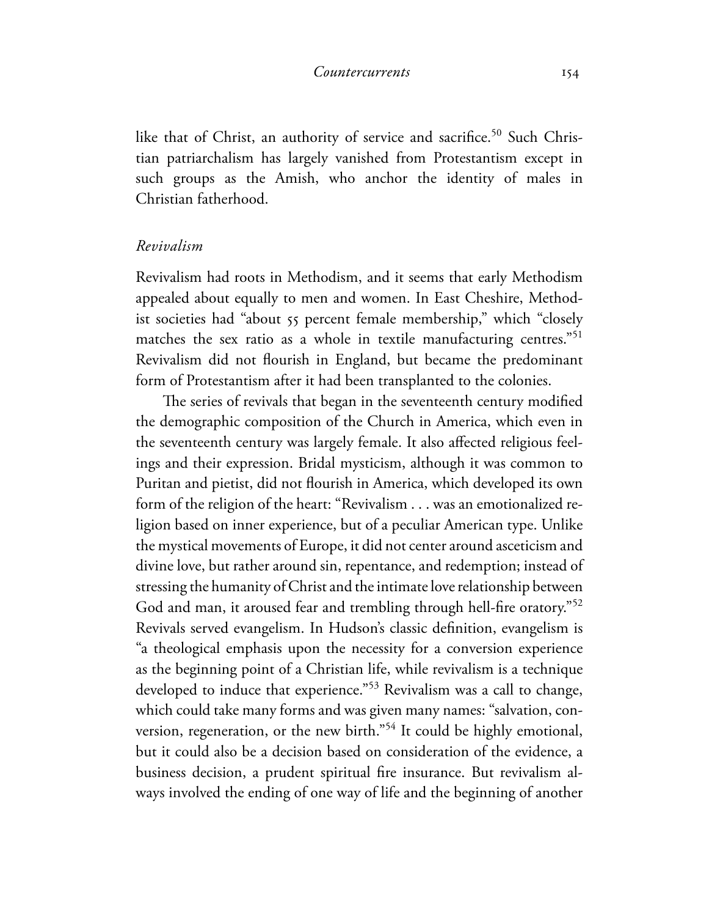like that of Christ, an authority of service and sacrifice.[50] Such Christian patriarchalism has largely vanished from Protestantism except in such groups as the Amish, who anchor the identity of males in Christian fatherhood.

### *Revivalism*

Revivalism had roots in Methodism, and it seems that early Methodism appealed about equally to men and women. In East Cheshire, Methodist societies had "about 55 percent female membership," which "closely matches the sex ratio as a whole in textile manufacturing centres."[51] Revivalism did not flourish in England, but became the predominant form of Protestantism after it had been transplanted to the colonies.

The series of revivals that began in the seventeenth century modified the demographic composition of the Church in America, which even in the seventeenth century was largely female. It also affected religious feelings and their expression. Bridal mysticism, although it was common to Puritan and pietist, did not flourish in America, which developed its own form of the religion of the heart: "Revivalism . . . was an emotionalized religion based on inner experience, but of a peculiar American type. Unlike the mystical movements of Europe, it did not center around asceticism and divine love, but rather around sin, repentance, and redemption; instead of stressing the humanity of Christ and the intimate love relationship between God and man, it aroused fear and trembling through hell-fire oratory."[52] Revivals served evangelism. In Hudson's classic definition, evangelism is "a theological emphasis upon the necessity for a conversion experience as the beginning point of a Christian life, while revivalism is a technique developed to induce that experience."[53] Revivalism was a call to change, which could take many forms and was given many names: "salvation, conversion, regeneration, or the new birth."[54] It could be highly emotional, but it could also be a decision based on consideration of the evidence, a business decision, a prudent spiritual fire insurance. But revivalism always involved the ending of one way of life and the beginning of another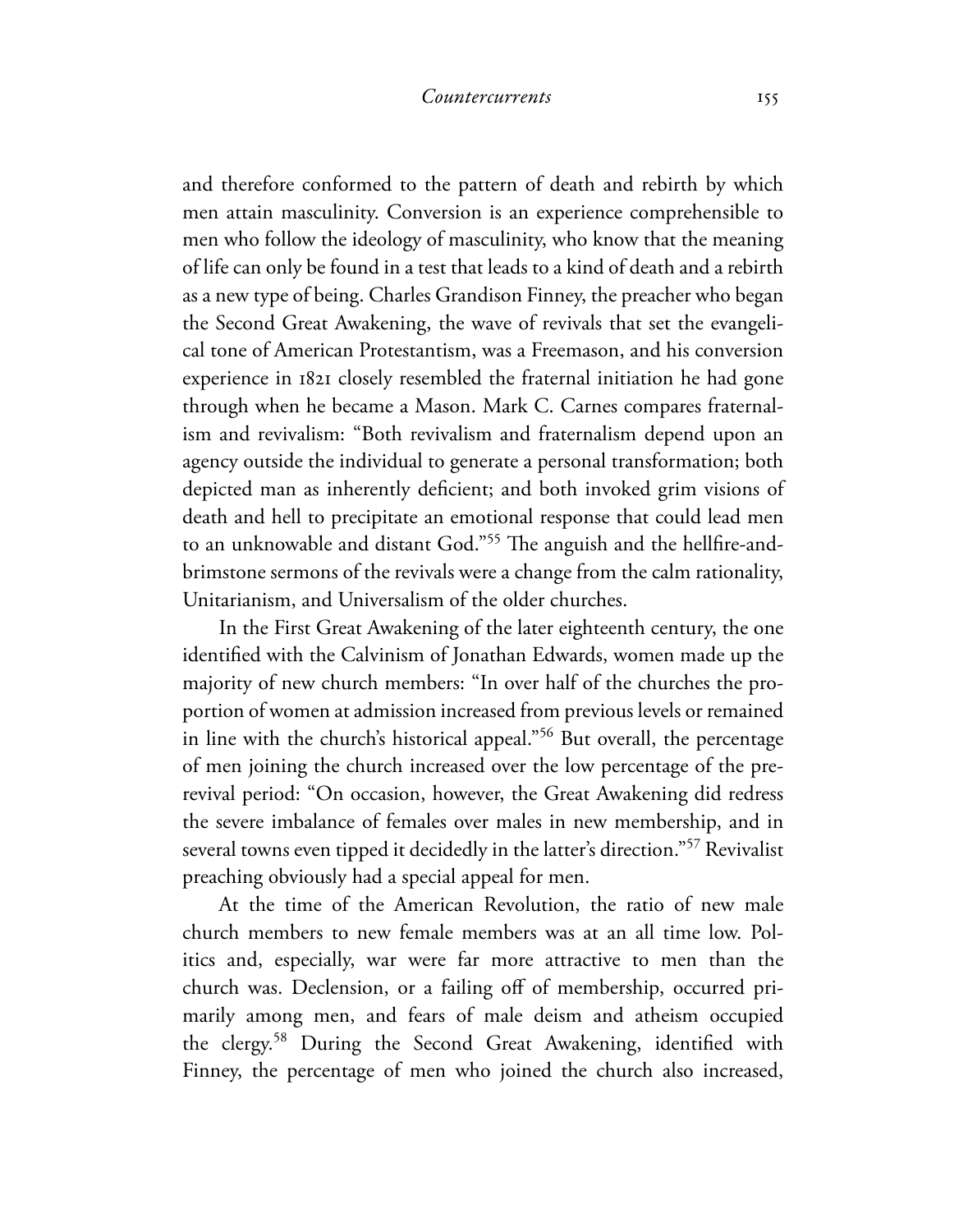and therefore conformed to the pattern of death and rebirth by which men attain masculinity. Conversion is an experience comprehensible to men who follow the ideology of masculinity, who know that the meaning of life can only be found in a test that leads to a kind of death and a rebirth as a new type of being. Charles Grandison Finney, the preacher who began the Second Great Awakening, the wave of revivals that set the evangelical tone of American Protestantism, was a Freemason, and his conversion experience in 1821 closely resembled the fraternal initiation he had gone through when he became a Mason. Mark C. Carnes compares fraternalism and revivalism: "Both revivalism and fraternalism depend upon an agency outside the individual to generate a personal transformation; both depicted man as inherently deficient; and both invoked grim visions of death and hell to precipitate an emotional response that could lead men to an unknowable and distant God."[55] The anguish and the hellfire-and-brimstone sermons of the revivals were a change from the calm rationality, Unitarianism, and Universalism of the older churches.

In the First Great Awakening of the later eighteenth century, the one identified with the Calvinism of Jonathan Edwards, women made up the majority of new church members: "In over half of the churches the proportion of women at admission increased from previous levels or remained in line with the church's historical appeal."[56] But overall, the percentage of men joining the church increased over the low percentage of the prerevival period: "On occasion, however, the Great Awakening did redress the severe imbalance of females over males in new membership, and in several towns even tipped it decidedly in the latter's direction."[57] Revivalist preaching obviously had a special appeal for men.

At the time of the American Revolution, the ratio of new male church members to new female members was at an all time low. Politics and, especially, war were far more attractive to men than the church was. Declension, or a failing off of membership, occurred primarily among men, and fears of male deism and atheism occupied the clergy.[58] During the Second Great Awakening, identified with Finney, the percentage of men who joined the church also increased,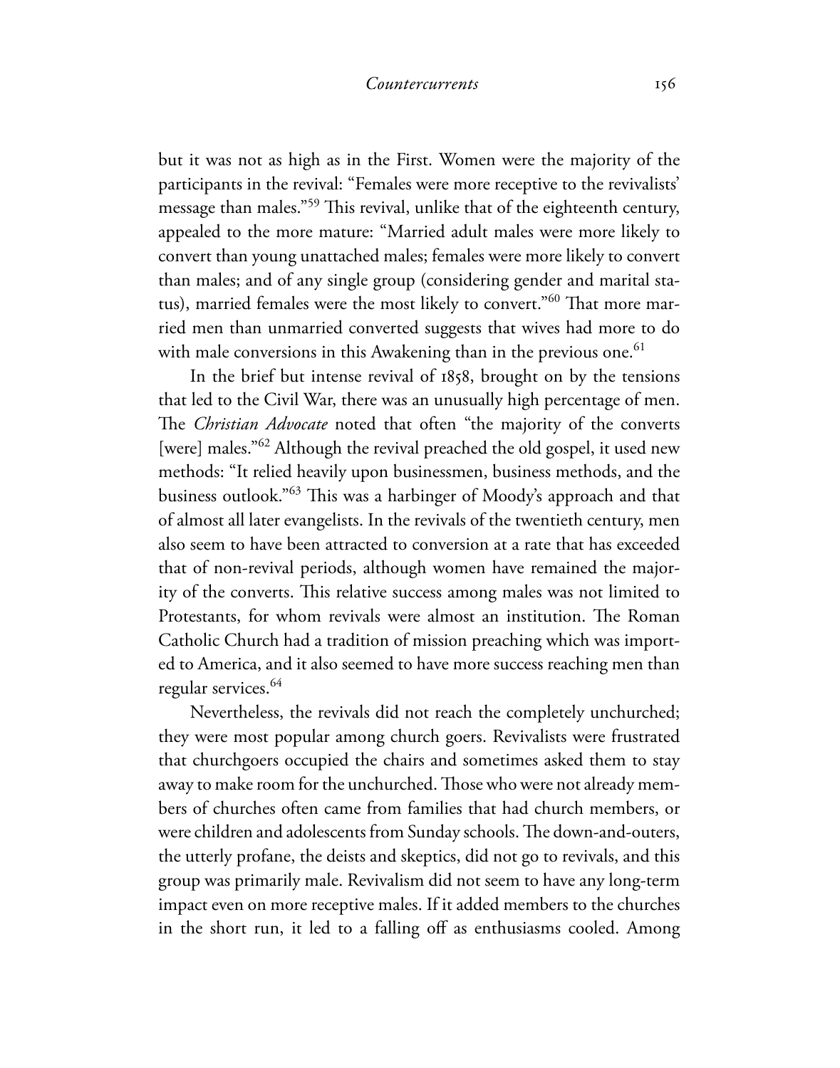but it was not as high as in the First. Women were the majority of the participants in the revival: "Females were more receptive to the revivalists' message than males."[59] This revival, unlike that of the eighteenth century, appealed to the more mature: "Married adult males were more likely to convert than young unattached males; females were more likely to convert than males; and of any single group (considering gender and marital status), married females were the most likely to convert."[60] That more married men than unmarried converted suggests that wives had more to do with male conversions in this Awakening than in the previous one.[61]

In the brief but intense revival of 1858, brought on by the tensions that led to the Civil War, there was an unusually high percentage of men. The *Christian Advocate* noted that often "the majority of the converts [were] males."[62] Although the revival preached the old gospel, it used new methods: "It relied heavily upon businessmen, business methods, and the business outlook."[63] This was a harbinger of Moody's approach and that of almost all later evangelists. In the revivals of the twentieth century, men also seem to have been attracted to conversion at a rate that has exceeded that of non-revival periods, although women have remained the majority of the converts. This relative success among males was not limited to Protestants, for whom revivals were almost an institution. The Roman Catholic Church had a tradition of mission preaching which was imported to America, and it also seemed to have more success reaching men than regular services.[64]

Nevertheless, the revivals did not reach the completely unchurched; they were most popular among church goers. Revivalists were frustrated that churchgoers occupied the chairs and sometimes asked them to stay away to make room for the unchurched. Those who were not already members of churches often came from families that had church members, or were children and adolescents from Sunday schools. The down-and-outers, the utterly profane, the deists and skeptics, did not go to revivals, and this group was primarily male. Revivalism did not seem to have any long-term impact even on more receptive males. If it added members to the churches in the short run, it led to a falling off as enthusiasms cooled. Among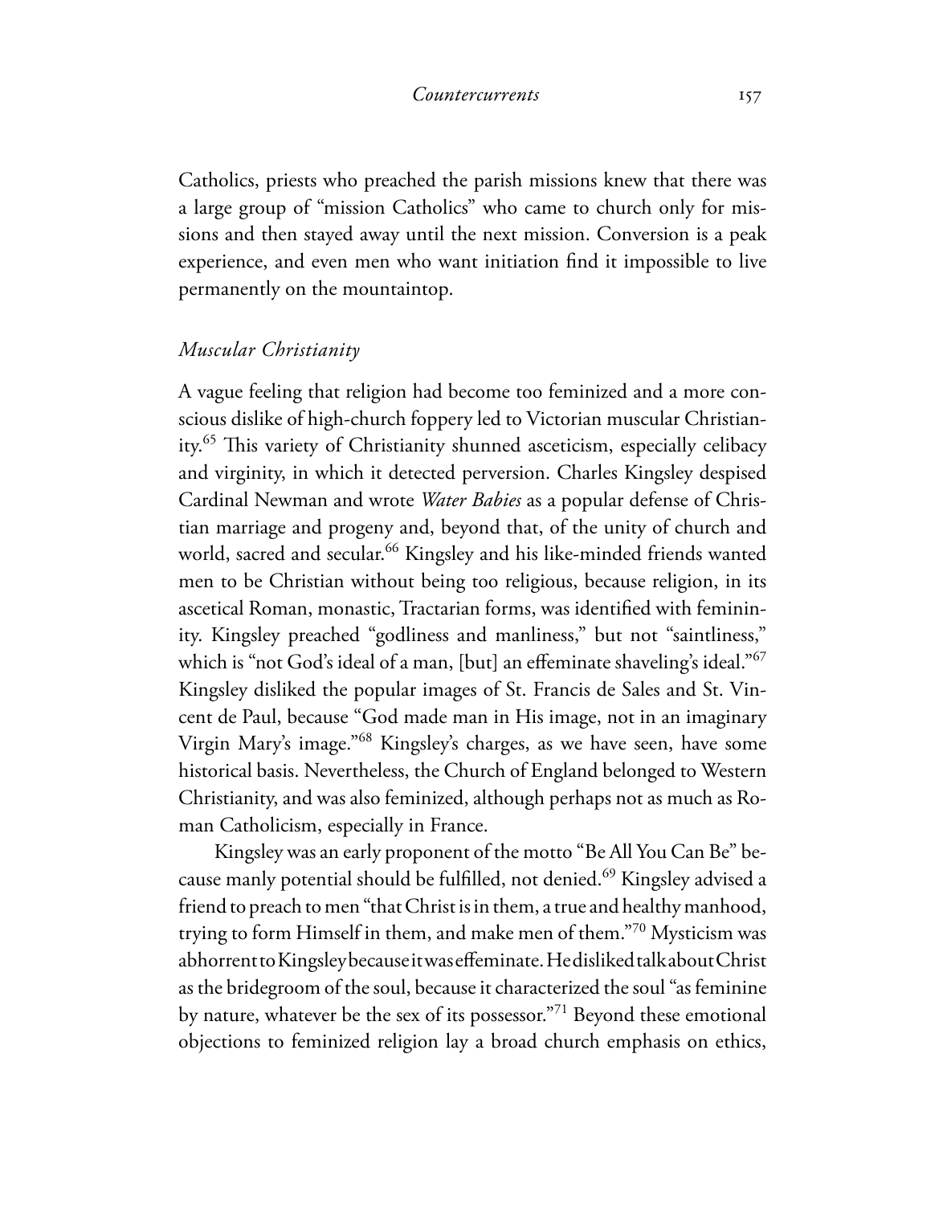Catholics, priests who preached the parish missions knew that there was a large group of "mission Catholics" who came to church only for missions and then stayed away until the next mission. Conversion is a peak experience, and even men who want initiation find it impossible to live permanently on the mountaintop.

### *Muscular Christianity*

A vague feeling that religion had become too feminized and a more conscious dislike of high-church foppery led to Victorian muscular Christianity.[65] This variety of Christianity shunned asceticism, especially celibacy and virginity, in which it detected perversion. Charles Kingsley despised Cardinal Newman and wrote *Water Babies* as a popular defense of Christian marriage and progeny and, beyond that, of the unity of church and world, sacred and secular.[66] Kingsley and his like-minded friends wanted men to be Christian without being too religious, because religion, in its ascetical Roman, monastic, Tractarian forms, was identified with femininity. Kingsley preached "godliness and manliness," but not "saintliness," which is "not God's ideal of a man, [but] an effeminate shaveling's ideal."[67] Kingsley disliked the popular images of St. Francis de Sales and St. Vincent de Paul, because "God made man in His image, not in an imaginary Virgin Mary's image."[68] Kingsley's charges, as we have seen, have some historical basis. Nevertheless, the Church of England belonged to Western Christianity, and was also feminized, although perhaps not as much as Roman Catholicism, especially in France.

Kingsley was an early proponent of the motto "Be All You Can Be" because manly potential should be fulfilled, not denied.[69] Kingsley advised a friend to preach to men "that Christ is in them, a true and healthy manhood, trying to form Himself in them, and make men of them."[70] Mysticism was abhorrent to Kingsley because it was effeminate. He disliked talk about Christ as the bridegroom of the soul, because it characterized the soul "as feminine by nature, whatever be the sex of its possessor."[71] Beyond these emotional objections to feminized religion lay a broad church emphasis on ethics,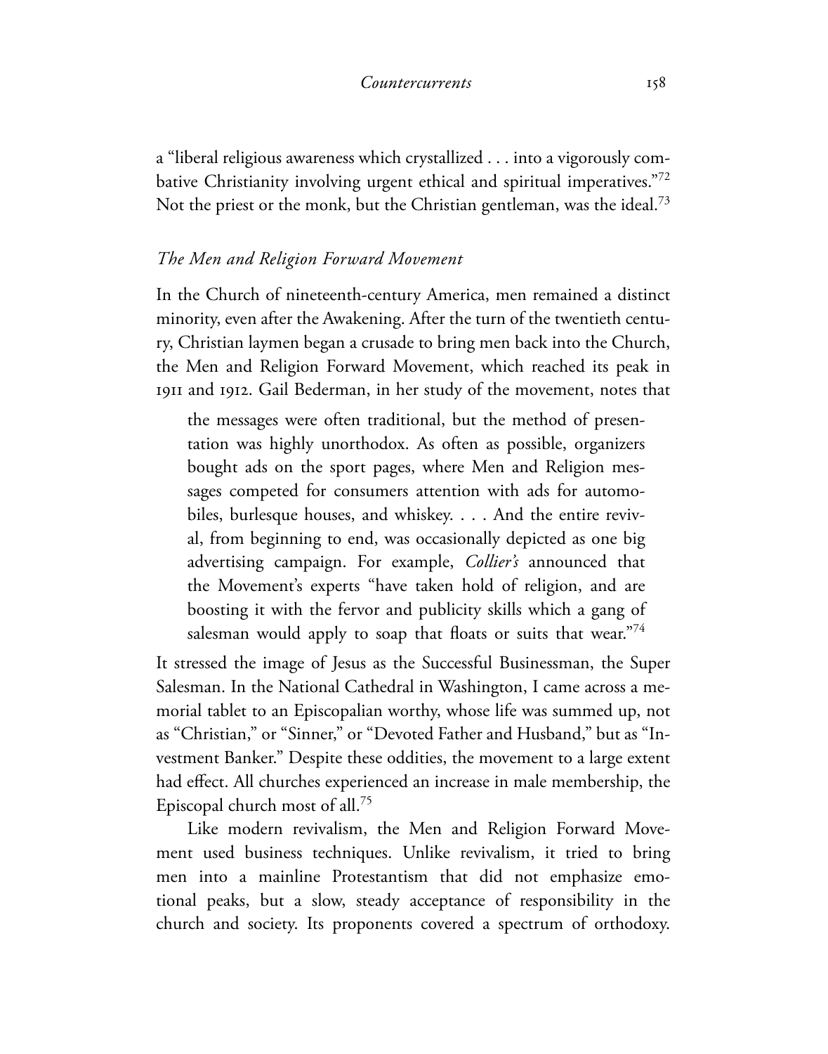a "liberal religious awareness which crystallized . . . into a vigorously combative Christianity involving urgent ethical and spiritual imperatives."[72] Not the priest or the monk, but the Christian gentleman, was the ideal.[73]

### *The Men and Religion Forward Movement*

In the Church of nineteenth-century America, men remained a distinct minority, even after the Awakening. After the turn of the twentieth century, Christian laymen began a crusade to bring men back into the Church, the Men and Religion Forward Movement, which reached its peak in 1911 and 1912. Gail Bederman, in her study of the movement, notes that

> the messages were often traditional, but the method of presentation was highly unorthodox. As often as possible, organizers bought ads on the sport pages, where Men and Religion messages competed for consumers attention with ads for automobiles, burlesque houses, and whiskey. . . . And the entire revival, from beginning to end, was occasionally depicted as one big advertising campaign. For example, *Collier's* announced that the Movement's experts "have taken hold of religion, and are boosting it with the fervor and publicity skills which a gang of salesman would apply to soap that floats or suits that wear."[74]

It stressed the image of Jesus as the Successful Businessman, the Super Salesman. In the National Cathedral in Washington, I came across a memorial tablet to an Episcopalian worthy, whose life was summed up, not as "Christian," or "Sinner," or "Devoted Father and Husband," but as "Investment Banker." Despite these oddities, the movement to a large extent had effect. All churches experienced an increase in male membership, the Episcopal church most of all.[75]

Like modern revivalism, the Men and Religion Forward Movement used business techniques. Unlike revivalism, it tried to bring men into a mainline Protestantism that did not emphasize emotional peaks, but a slow, steady acceptance of responsibility in the church and society. Its proponents covered a spectrum of orthodoxy.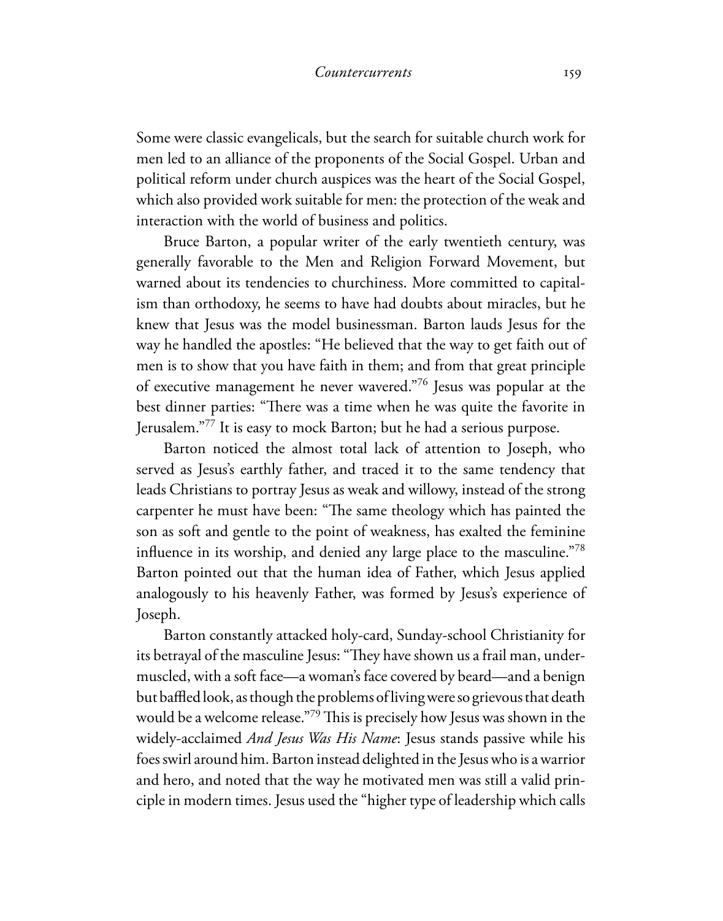Some were classic evangelicals, but the search for suitable church work for men led to an alliance of the proponents of the Social Gospel. Urban and political reform under church auspices was the heart of the Social Gospel, which also provided work suitable for men: the protection of the weak and interaction with the world of business and politics.

Bruce Barton, a popular writer of the early twentieth century, was generally favorable to the Men and Religion Forward Movement, but warned about its tendencies to churchiness. More committed to capitalism than orthodoxy, he seems to have had doubts about miracles, but he knew that Jesus was the model businessman. Barton lauds Jesus for the way he handled the apostles: "He believed that the way to get faith out of men is to show that you have faith in them; and from that great principle of executive management he never wavered."[76] Jesus was popular at the best dinner parties: "There was a time when he was quite the favorite in Jerusalem."[77] It is easy to mock Barton; but he had a serious purpose.

Barton noticed the almost total lack of attention to Joseph, who served as Jesus's earthly father, and traced it to the same tendency that leads Christians to portray Jesus as weak and willowy, instead of the strong carpenter he must have been: "The same theology which has painted the son as soft and gentle to the point of weakness, has exalted the feminine influence in its worship, and denied any large place to the masculine."[78] Barton pointed out that the human idea of Father, which Jesus applied analogously to his heavenly Father, was formed by Jesus's experience of Joseph.

Barton constantly attacked holy-card, Sunday-school Christianity for its betrayal of the masculine Jesus: "They have shown us a frail man, undermuscled, with a soft face—a woman's face covered by beard—and a benign but baffled look, as though the problems of living were so grievous that death would be a welcome release."[79] This is precisely how Jesus was shown in the widely-acclaimed *And Jesus Was His Name*: Jesus stands passive while his foes swirl around him. Barton instead delighted in the Jesus who is a warrior and hero, and noted that the way he motivated men was still a valid principle in modern times. Jesus used the "higher type of leadership which calls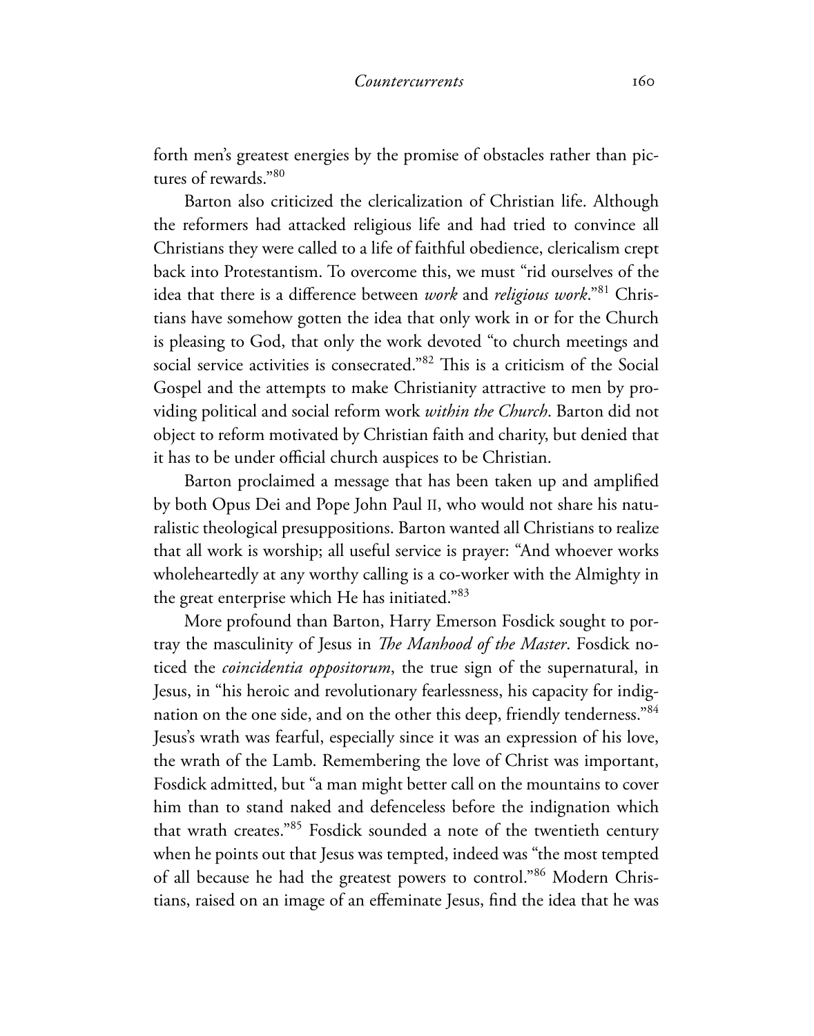forth men's greatest energies by the promise of obstacles rather than pictures of rewards."[80]

Barton also criticized the clericalization of Christian life. Although the reformers had attacked religious life and had tried to convince all Christians they were called to a life of faithful obedience, clericalism crept back into Protestantism. To overcome this, we must "rid ourselves of the idea that there is a difference between *work* and *religious work*."[81] Christians have somehow gotten the idea that only work in or for the Church is pleasing to God, that only the work devoted "to church meetings and social service activities is consecrated."[82] This is a criticism of the Social Gospel and the attempts to make Christianity attractive to men by providing political and social reform work *within the Church*. Barton did not object to reform motivated by Christian faith and charity, but denied that it has to be under official church auspices to be Christian.

Barton proclaimed a message that has been taken up and amplified by both Opus Dei and Pope John Paul II, who would not share his naturalistic theological presuppositions. Barton wanted all Christians to realize that all work is worship; all useful service is prayer: "And whoever works wholeheartedly at any worthy calling is a co-worker with the Almighty in the great enterprise which He has initiated."[83]

More profound than Barton, Harry Emerson Fosdick sought to portray the masculinity of Jesus in *The Manhood of the Master*. Fosdick noticed the *coincidentia oppositorum*, the true sign of the supernatural, in Jesus, in "his heroic and revolutionary fearlessness, his capacity for indignation on the one side, and on the other this deep, friendly tenderness."[84] Jesus's wrath was fearful, especially since it was an expression of his love, the wrath of the Lamb. Remembering the love of Christ was important, Fosdick admitted, but "a man might better call on the mountains to cover him than to stand naked and defenceless before the indignation which that wrath creates."[85] Fosdick sounded a note of the twentieth century when he points out that Jesus was tempted, indeed was "the most tempted of all because he had the greatest powers to control."[86] Modern Christians, raised on an image of an effeminate Jesus, find the idea that he was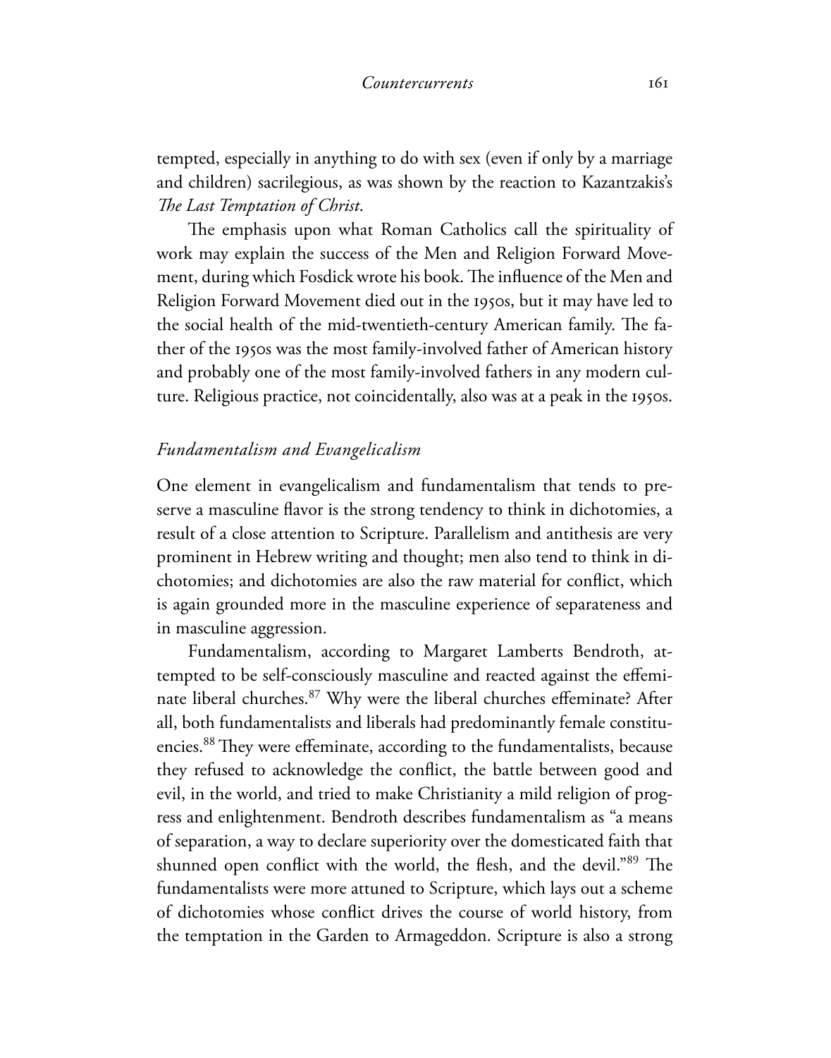tempted, especially in anything to do with sex (even if only by a marriage and children) sacrilegious, as was shown by the reaction to Kazantzakis's *The Last Temptation of Christ*.

The emphasis upon what Roman Catholics call the spirituality of work may explain the success of the Men and Religion Forward Movement, during which Fosdick wrote his book. The influence of the Men and Religion Forward Movement died out in the 1950s, but it may have led to the social health of the mid-twentieth-century American family. The father of the 1950s was the most family-involved father of American history and probably one of the most family-involved fathers in any modern culture. Religious practice, not coincidentally, also was at a peak in the 1950s.

### *Fundamentalism and Evangelicalism*

One element in evangelicalism and fundamentalism that tends to preserve a masculine flavor is the strong tendency to think in dichotomies, a result of a close attention to Scripture. Parallelism and antithesis are very prominent in Hebrew writing and thought; men also tend to think in dichotomies; and dichotomies are also the raw material for conflict, which is again grounded more in the masculine experience of separateness and in masculine aggression.

Fundamentalism, according to Margaret Lamberts Bendroth, attempted to be self-consciously masculine and reacted against the effeminate liberal churches.[87] Why were the liberal churches effeminate? After all, both fundamentalists and liberals had predominantly female constituencies.[88] They were effeminate, according to the fundamentalists, because they refused to acknowledge the conflict, the battle between good and evil, in the world, and tried to make Christianity a mild religion of progress and enlightenment. Bendroth describes fundamentalism as "a means of separation, a way to declare superiority over the domesticated faith that shunned open conflict with the world, the flesh, and the devil."[89] The fundamentalists were more attuned to Scripture, which lays out a scheme of dichotomies whose conflict drives the course of world history, from the temptation in the Garden to Armageddon. Scripture is also a strong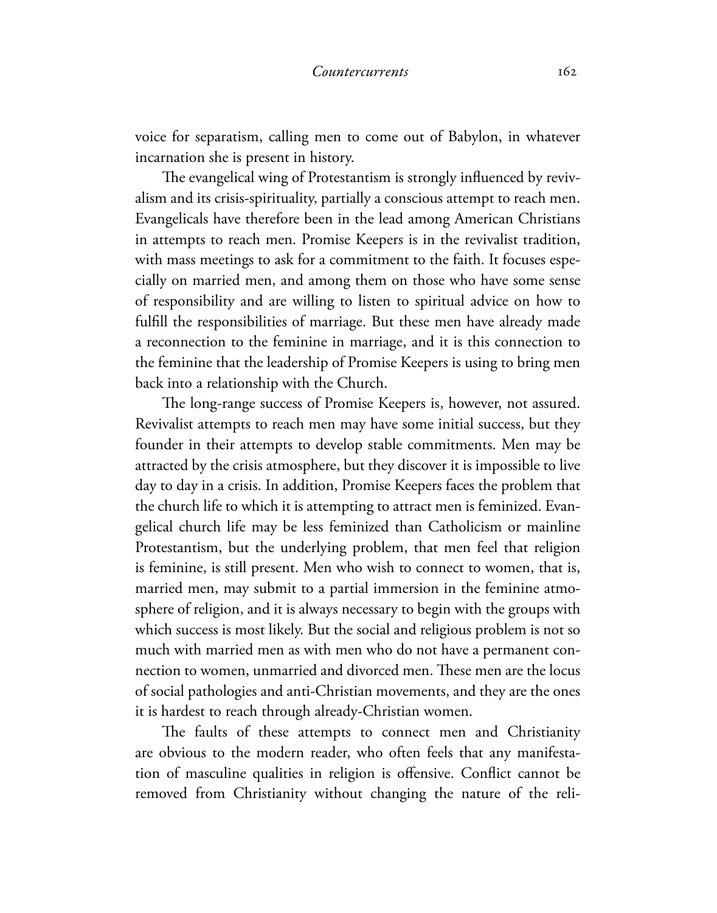voice for separatism, calling men to come out of Babylon, in whatever incarnation she is present in history.

The evangelical wing of Protestantism is strongly influenced by revivalism and its crisis-spirituality, partially a conscious attempt to reach men. Evangelicals have therefore been in the lead among American Christians in attempts to reach men. Promise Keepers is in the revivalist tradition, with mass meetings to ask for a commitment to the faith. It focuses especially on married men, and among them on those who have some sense of responsibility and are willing to listen to spiritual advice on how to fulfill the responsibilities of marriage. But these men have already made a reconnection to the feminine in marriage, and it is this connection to the feminine that the leadership of Promise Keepers is using to bring men back into a relationship with the Church.

The long-range success of Promise Keepers is, however, not assured. Revivalist attempts to reach men may have some initial success, but they founder in their attempts to develop stable commitments. Men may be attracted by the crisis atmosphere, but they discover it is impossible to live day to day in a crisis. In addition, Promise Keepers faces the problem that the church life to which it is attempting to attract men is feminized. Evangelical church life may be less feminized than Catholicism or mainline Protestantism, but the underlying problem, that men feel that religion is feminine, is still present. Men who wish to connect to women, that is, married men, may submit to a partial immersion in the feminine atmosphere of religion, and it is always necessary to begin with the groups with which success is most likely. But the social and religious problem is not so much with married men as with men who do not have a permanent connection to women, unmarried and divorced men. These men are the locus of social pathologies and anti-Christian movements, and they are the ones it is hardest to reach through already-Christian women.

The faults of these attempts to connect men and Christianity are obvious to the modern reader, who often feels that any manifestation of masculine qualities in religion is offensive. Conflict cannot be removed from Christianity without changing the nature of the reli-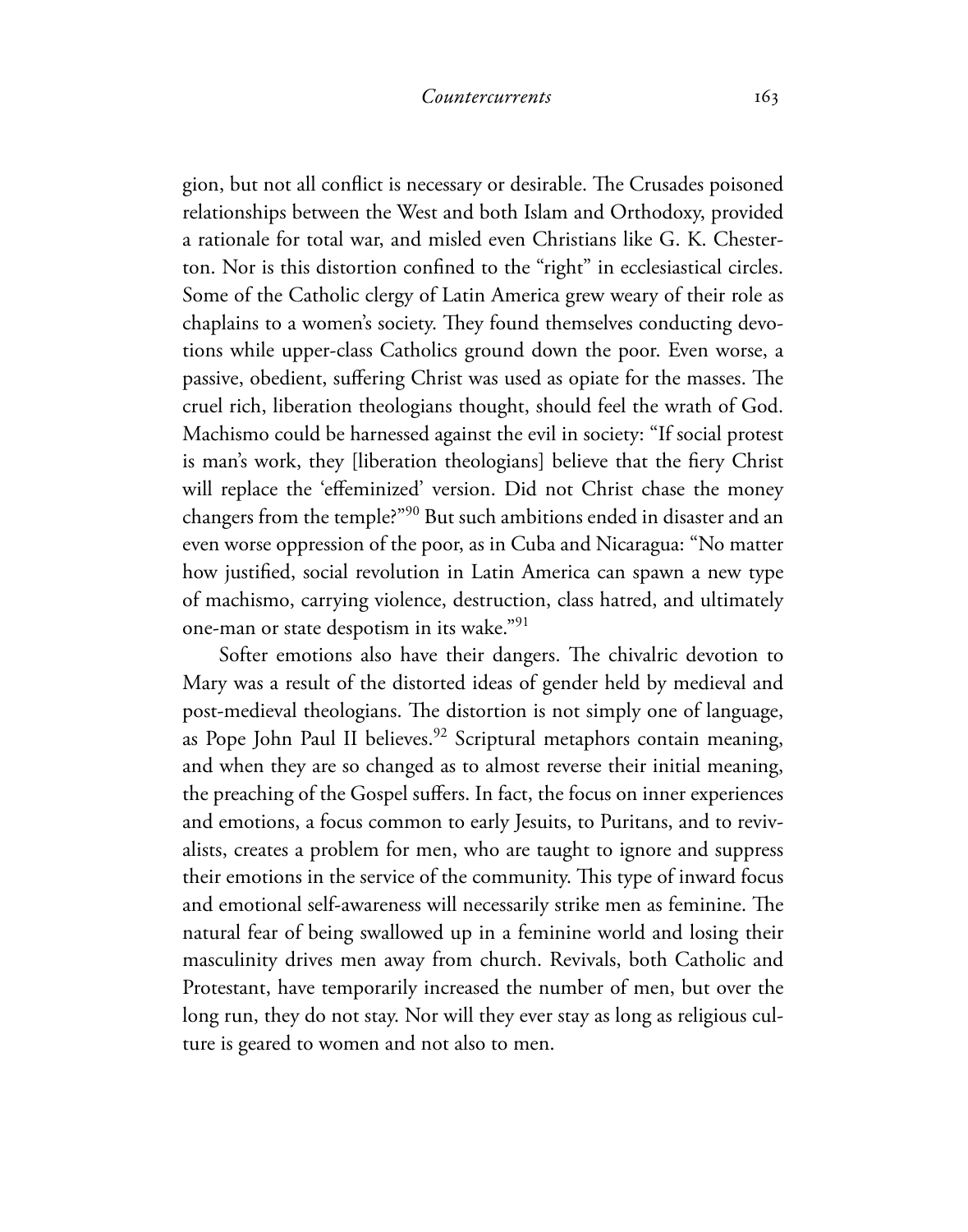gion, but not all conflict is necessary or desirable. The Crusades poisoned relationships between the West and both Islam and Orthodoxy, provided a rationale for total war, and misled even Christians like G. K. Chesterton. Nor is this distortion confined to the "right" in ecclesiastical circles. Some of the Catholic clergy of Latin America grew weary of their role as chaplains to a women's society. They found themselves conducting devotions while upper-class Catholics ground down the poor. Even worse, a passive, obedient, suffering Christ was used as opiate for the masses. The cruel rich, liberation theologians thought, should feel the wrath of God. Machismo could be harnessed against the evil in society: "If social protest is man's work, they [liberation theologians] believe that the fiery Christ will replace the 'effeminized' version. Did not Christ chase the money changers from the temple?"[90] But such ambitions ended in disaster and an even worse oppression of the poor, as in Cuba and Nicaragua: "No matter how justified, social revolution in Latin America can spawn a new type of machismo, carrying violence, destruction, class hatred, and ultimately one-man or state despotism in its wake."[91]

Softer emotions also have their dangers. The chivalric devotion to Mary was a result of the distorted ideas of gender held by medieval and post-medieval theologians. The distortion is not simply one of language, as Pope John Paul II believes.[92] Scriptural metaphors contain meaning, and when they are so changed as to almost reverse their initial meaning, the preaching of the Gospel suffers. In fact, the focus on inner experiences and emotions, a focus common to early Jesuits, to Puritans, and to revivalists, creates a problem for men, who are taught to ignore and suppress their emotions in the service of the community. This type of inward focus and emotional self-awareness will necessarily strike men as feminine. The natural fear of being swallowed up in a feminine world and losing their masculinity drives men away from church. Revivals, both Catholic and Protestant, have temporarily increased the number of men, but over the long run, they do not stay. Nor will they ever stay as long as religious culture is geared to women and not also to men.